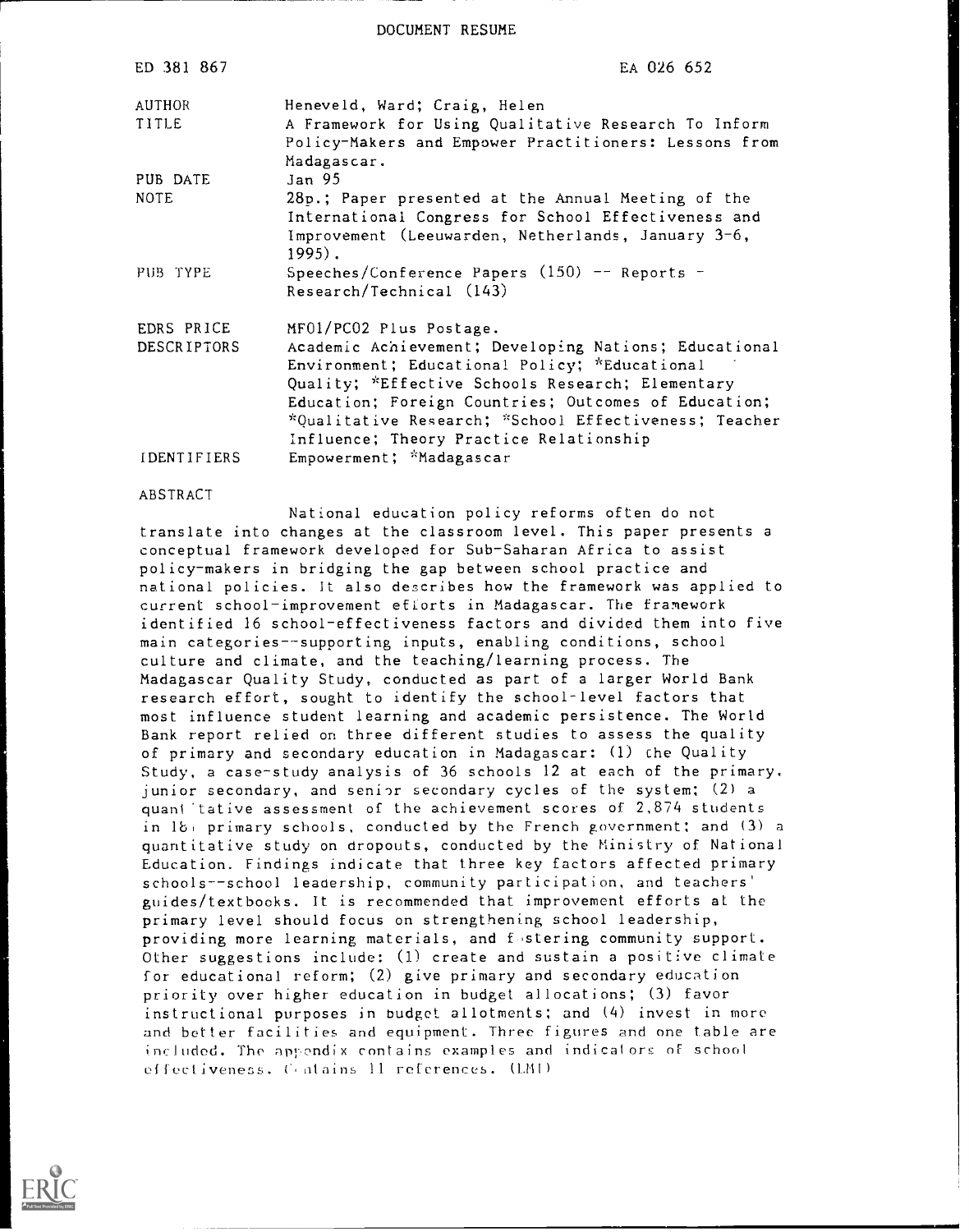DOCUMENT RESUME

| | |
|---|---|
| ED 381 867 | EA 026 652 |
| AUTHOR | Heneveld, Ward; Craig, Helen |
| TITLE | A Framework for Using Qualitative Research To Inform Policy-Makers and Empower Practitioners: Lessons from Madagascar. |
| PUB DATE | Jan 95 |
| NOTE | 28p.; Paper presented at the Annual Meeting of the International Congress for School Effectiveness and Improvement (Leeuwarden, Netherlands, January 3-6, 1995). |
| PUB TYPE | Speeches/Conference Papers (150) -- Reports - Research/Technical (143) |
| EDRS PRICE | MF01/PC02 Plus Postage. |
| DESCRIPTORS | Academic Achievement; Developing Nations; Educational Environment; Educational Policy; *Educational Quality; *Effective Schools Research; Elementary Education; Foreign Countries; Outcomes of Education; *Qualitative Research; *School Effectiveness; Teacher Influence; Theory Practice Relationship |
| IDENTIFIERS | Empowerment; *Madagascar |

ABSTRACT

National education policy reforms often do not translate into changes at the classroom level. This paper presents a conceptual framework developed for Sub-Saharan Africa to assist policy-makers in bridging the gap between school practice and national policies. It also describes how the framework was applied to current school-improvement efforts in Madagascar. The framework identified 16 school-effectiveness factors and divided them into five main categories--supporting inputs, enabling conditions, school culture and climate, and the teaching/learning process. The Madagascar Quality Study, conducted as part of a larger World Bank research effort, sought to identify the school-level factors that most influence student learning and academic persistence. The World Bank report relied on three different studies to assess the quality of primary and secondary education in Madagascar: (1) the Quality Study, a case-study analysis of 36 schools 12 at each of the primary, junior secondary, and senior secondary cycles of the system; (2) a quantitative assessment of the achievement scores of 2,874 students in 16 primary schools, conducted by the French government; and (3) a quantitative study on dropouts, conducted by the Ministry of National Education. Findings indicate that three key factors affected primary schools--school leadership, community participation, and teachers' guides/textbooks. It is recommended that improvement efforts at the primary level should focus on strengthening school leadership, providing more learning materials, and fostering community support. Other suggestions include: (1) create and sustain a positive climate for educational reform; (2) give primary and secondary education priority over higher education in budget allocations; (3) favor instructional purposes in budget allotments; and (4) invest in more and better facilities and equipment. Three figures and one table are included. The appendix contains examples and indicators of school effectiveness. Contains 11 references. (LMI)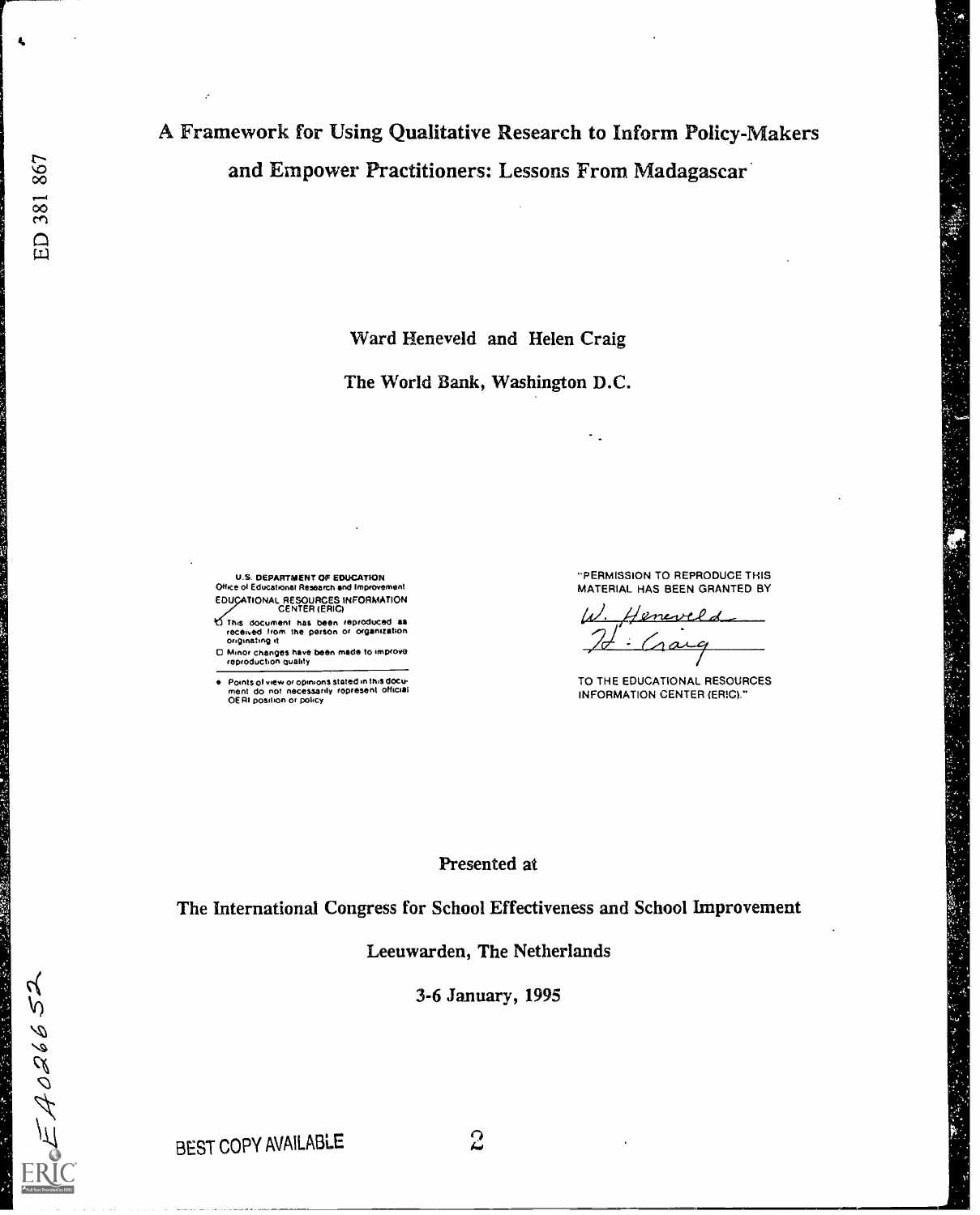# A Framework for Using Qualitative Research to Inform Policy-Makers and Empower Practitioners: Lessons From Madagascar

Ward Heneveld and Helen Craig

The World Bank, Washington D.C.

U.S. DEPARTMENT OF EDUCATION
Office of Educational Research and Improvement
EDUCATIONAL RESOURCES INFORMATION CENTER (ERIC)

- This document has been reproduced as received from the person or organization originating it
- Minor changes have been made to improve reproduction quality

- Points of view or opinions stated in this document do not necessarily represent official OERI position or policy

"PERMISSION TO REPRODUCE THIS MATERIAL HAS BEEN GRANTED BY

W. Heneveld
H. Craig

TO THE EDUCATIONAL RESOURCES INFORMATION CENTER (ERIC)."

Presented at

The International Congress for School Effectiveness and School Improvement

Leeuwarden, The Netherlands

3-6 January, 1995

BEST COPY AVAILABLE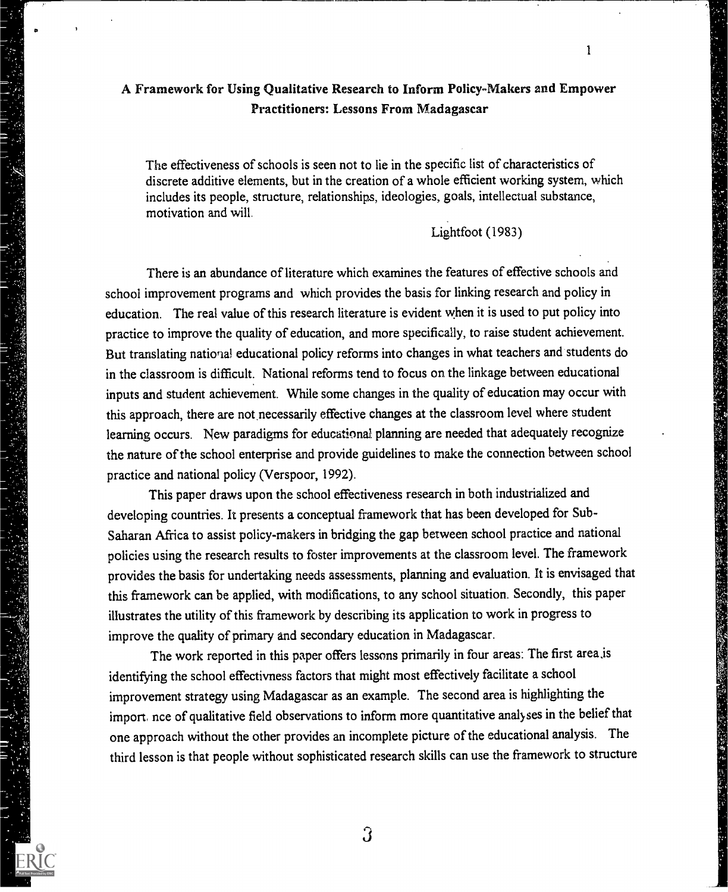# A Framework for Using Qualitative Research to Inform Policy-Makers and Empower Practitioners: Lessons From Madagascar

> The effectiveness of schools is seen not to lie in the specific list of characteristics of discrete additive elements, but in the creation of a whole efficient working system, which includes its people, structure, relationships, ideologies, goals, intellectual substance, motivation and will.
>
> Lightfoot (1983)

There is an abundance of literature which examines the features of effective schools and school improvement programs and which provides the basis for linking research and policy in education. The real value of this research literature is evident when it is used to put policy into practice to improve the quality of education, and more specifically, to raise student achievement. But translating national educational policy reforms into changes in what teachers and students do in the classroom is difficult. National reforms tend to focus on the linkage between educational inputs and student achievement. While some changes in the quality of education may occur with this approach, there are not necessarily effective changes at the classroom level where student learning occurs. New paradigms for educational planning are needed that adequately recognize the nature of the school enterprise and provide guidelines to make the connection between school practice and national policy (Verspoor, 1992).

This paper draws upon the school effectiveness research in both industrialized and developing countries. It presents a conceptual framework that has been developed for Sub-Saharan Africa to assist policy-makers in bridging the gap between school practice and national policies using the research results to foster improvements at the classroom level. The framework provides the basis for undertaking needs assessments, planning and evaluation. It is envisaged that this framework can be applied, with modifications, to any school situation. Secondly, this paper illustrates the utility of this framework by describing its application to work in progress to improve the quality of primary and secondary education in Madagascar.

The work reported in this paper offers lessons primarily in four areas: The first area is identifying the school effectivness factors that might most effectively facilitate a school improvement strategy using Madagascar as an example. The second area is highlighting the importance of qualitative field observations to inform more quantitative analyses in the belief that one approach without the other provides an incomplete picture of the educational analysis. The third lesson is that people without sophisticated research skills can use the framework to structure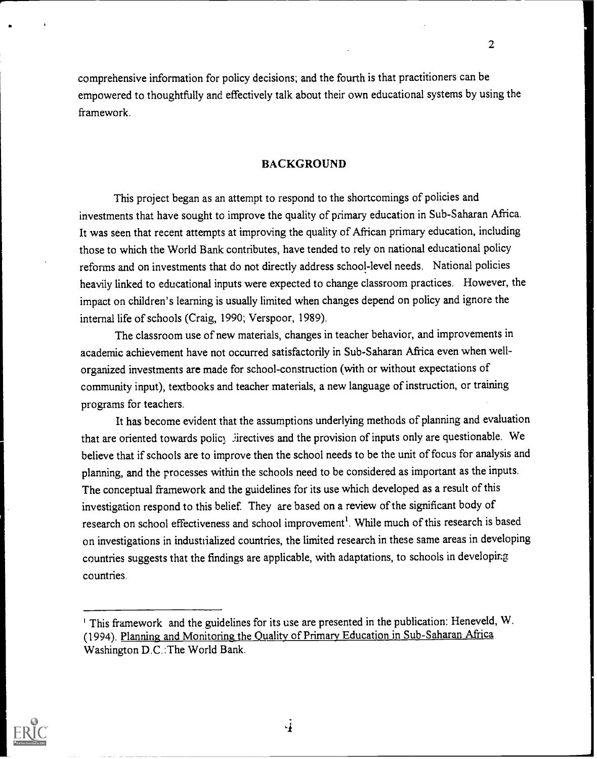comprehensive information for policy decisions; and the fourth is that practitioners can be empowered to thoughtfully and effectively talk about their own educational systems by using the framework.

## BACKGROUND

This project began as an attempt to respond to the shortcomings of policies and investments that have sought to improve the quality of primary education in Sub-Saharan Africa. It was seen that recent attempts at improving the quality of African primary education, including those to which the World Bank contributes, have tended to rely on national educational policy reforms and on investments that do not directly address school-level needs. National policies heavily linked to educational inputs were expected to change classroom practices. However, the impact on children's learning is usually limited when changes depend on policy and ignore the internal life of schools (Craig, 1990; Verspoor, 1989).

The classroom use of new materials, changes in teacher behavior, and improvements in academic achievement have not occurred satisfactorily in Sub-Saharan Africa even when well-organized investments are made for school-construction (with or without expectations of community input), textbooks and teacher materials, a new language of instruction, or training programs for teachers.

It has become evident that the assumptions underlying methods of planning and evaluation that are oriented towards policy directives and the provision of inputs only are questionable. We believe that if schools are to improve then the school needs to be the unit of focus for analysis and planning, and the processes within the schools need to be considered as important as the inputs. The conceptual framework and the guidelines for its use which developed as a result of this investigation respond to this belief. They are based on a review of the significant body of research on school effectiveness and school improvement[1]. While much of this research is based on investigations in industrialized countries, the limited research in these same areas in developing countries suggests that the findings are applicable, with adaptations, to schools in developing countries.

[1] This framework and the guidelines for its use are presented in the publication: Heneveld, W. (1994). Planning and Monitoring the Quality of Primary Education in Sub-Saharan Africa Washington D.C.:The World Bank.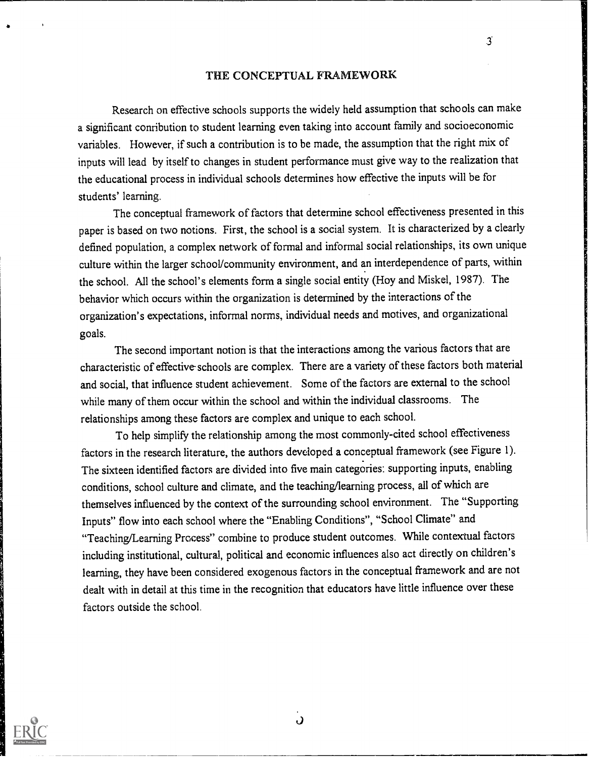## THE CONCEPTUAL FRAMEWORK

Research on effective schools supports the widely held assumption that schools can make a significant conribution to student learning even taking into account family and socioeconomic variables. However, if such a contribution is to be made, the assumption that the right mix of inputs will lead by itself to changes in student performance must give way to the realization that the educational process in individual schools determines how effective the inputs will be for students' learning.

The conceptual framework of factors that determine school effectiveness presented in this paper is based on two notions. First, the school is a social system. It is characterized by a clearly defined population, a complex network of formal and informal social relationships, its own unique culture within the larger school/community environment, and an interdependence of parts, within the school. All the school's elements form a single social entity (Hoy and Miskel, 1987). The behavior which occurs within the organization is determined by the interactions of the organization's expectations, informal norms, individual needs and motives, and organizational goals.

The second important notion is that the interactions among the various factors that are characteristic of effective schools are complex. There are a variety of these factors both material and social, that influence student achievement. Some of the factors are external to the school while many of them occur within the school and within the individual classrooms. The relationships among these factors are complex and unique to each school.

To help simplify the relationship among the most commonly-cited school effectiveness factors in the research literature, the authors developed a conceptual framework (see Figure 1). The sixteen identified factors are divided into five main categories: supporting inputs, enabling conditions, school culture and climate, and the teaching/learning process, all of which are themselves influenced by the context of the surrounding school environment. The "Supporting Inputs" flow into each school where the "Enabling Conditions", "School Climate" and "Teaching/Learning Process" combine to produce student outcomes. While contextual factors including institutional, cultural, political and economic influences also act directly on children's learning, they have been considered exogenous factors in the conceptual framework and are not dealt with in detail at this time in the recognition that educators have little influence over these factors outside the school.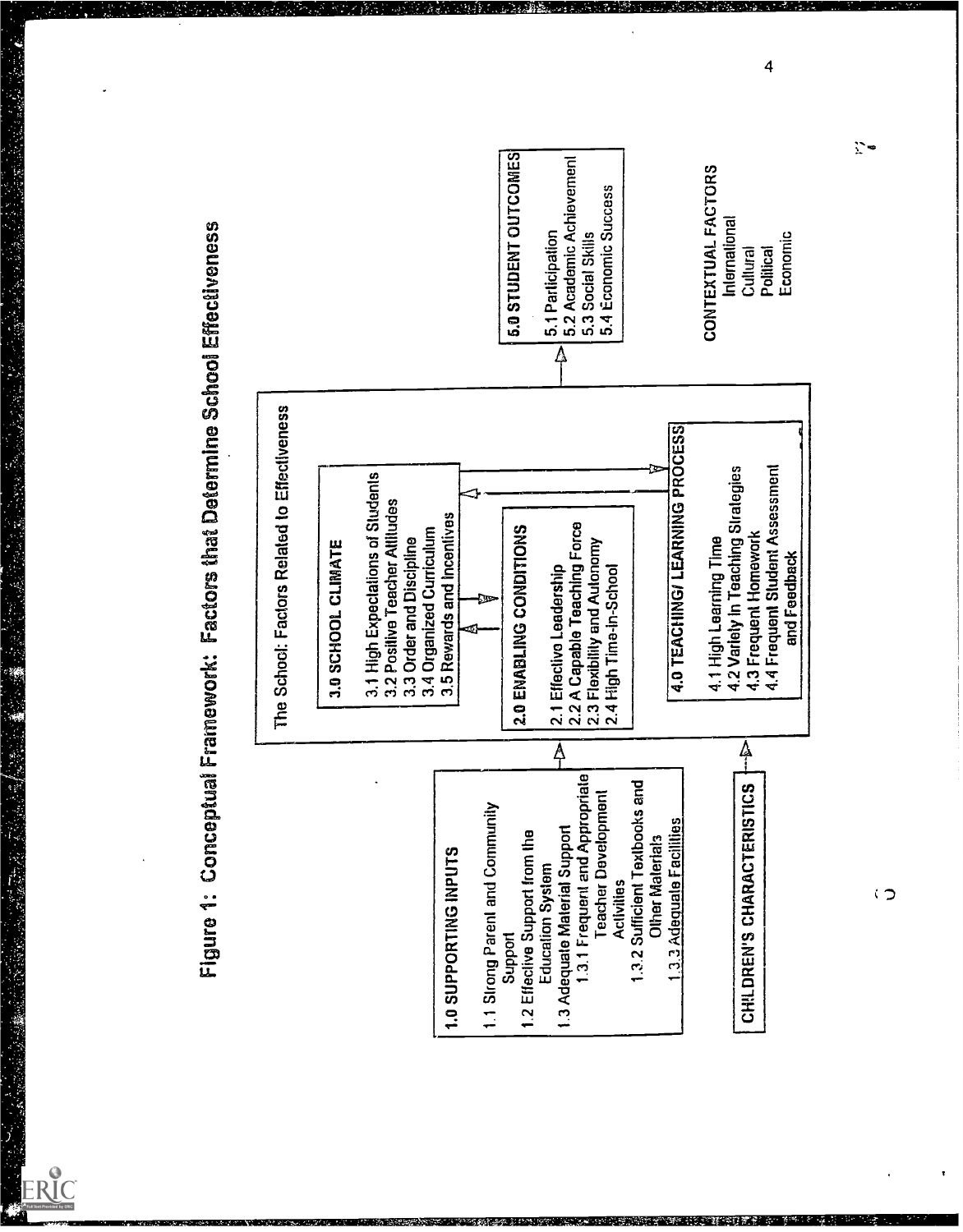# Figure 1: Conceptual Framework: Factors that Determine School Effectiveness

**1.0 SUPPORTING INPUTS**

- 1.1 Strong Parent and Community Support
- 1.2 Effective Support from the Education System
- 1.3 Adequate Material Support
  - 1.3.1 Frequent and Appropriate Teacher Development Activities
  - 1.3.2 Sufficient Textbooks and Other Materials
  - 1.3.3 Adequate Facilities

**CHILDREN'S CHARACTERISTICS**

**The School: Factors Related to Effectiveness**

**3.0 SCHOOL CLIMATE**

- 3.1 High Expectations of Students
- 3.2 Positive Teacher Attitudes
- 3.3 Order and Discipline
- 3.4 Organized Curriculum
- 3.5 Rewards and Incentives

**2.0 ENABLING CONDITIONS**

- 2.1 Effective Leadership
- 2.2 A Capable Teaching Force
- 2.3 Flexibility and Autonomy
- 2.4 High Time-in-School

**4.0 TEACHING/ LEARNING PROCESS**

- 4.1 High Learning Time
- 4.2 Variety in Teaching Strategies
- 4.3 Frequent Homework
- 4.4 Frequent Student Assessment and Feedback

**5.0 STUDENT OUTCOMES**

- 5.1 Participation
- 5.2 Academic Achievement
- 5.3 Social Skills
- 5.4 Economic Success

**CONTEXTUAL FACTORS**

- International
- Cultural
- Political
- Economic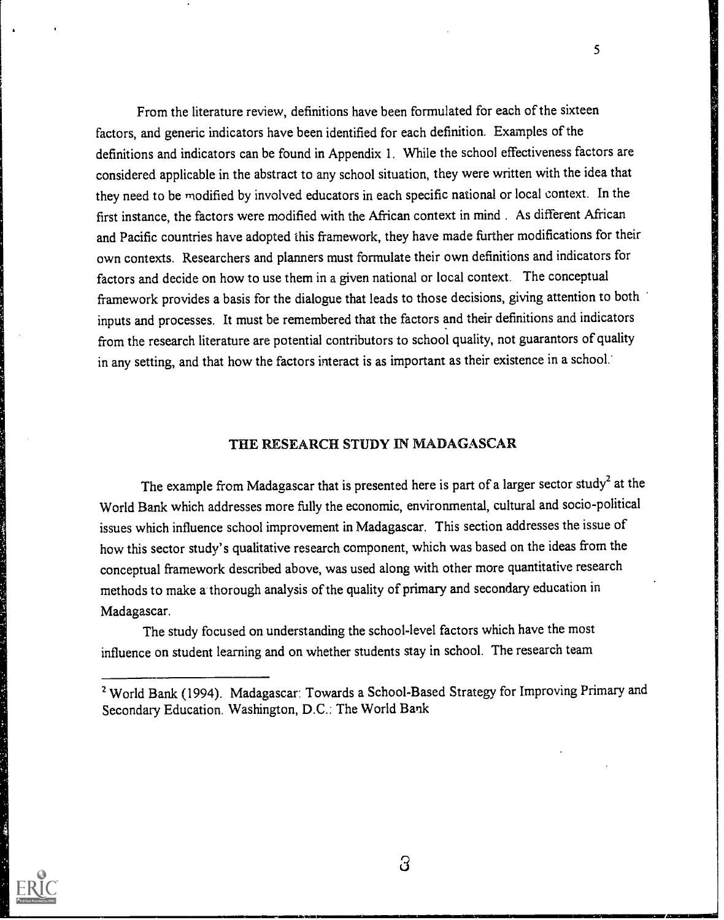From the literature review, definitions have been formulated for each of the sixteen factors, and generic indicators have been identified for each definition. Examples of the definitions and indicators can be found in Appendix 1. While the school effectiveness factors are considered applicable in the abstract to any school situation, they were written with the idea that they need to be modified by involved educators in each specific national or local context. In the first instance, the factors were modified with the African context in mind . As different African and Pacific countries have adopted this framework, they have made further modifications for their own contexts. Researchers and planners must formulate their own definitions and indicators for factors and decide on how to use them in a given national or local context. The conceptual framework provides a basis for the dialogue that leads to those decisions, giving attention to both inputs and processes. It must be remembered that the factors and their definitions and indicators from the research literature are potential contributors to school quality, not guarantors of quality in any setting, and that how the factors interact is as important as their existence in a school.

## THE RESEARCH STUDY IN MADAGASCAR

The example from Madagascar that is presented here is part of a larger sector study[2] at the World Bank which addresses more fully the economic, environmental, cultural and socio-political issues which influence school improvement in Madagascar. This section addresses the issue of how this sector study's qualitative research component, which was based on the ideas from the conceptual framework described above, was used along with other more quantitative research methods to make a thorough analysis of the quality of primary and secondary education in Madagascar.

The study focused on understanding the school-level factors which have the most influence on student learning and on whether students stay in school. The research team

---

[2] World Bank (1994). Madagascar: Towards a School-Based Strategy for Improving Primary and Secondary Education. Washington, D.C.: The World Bank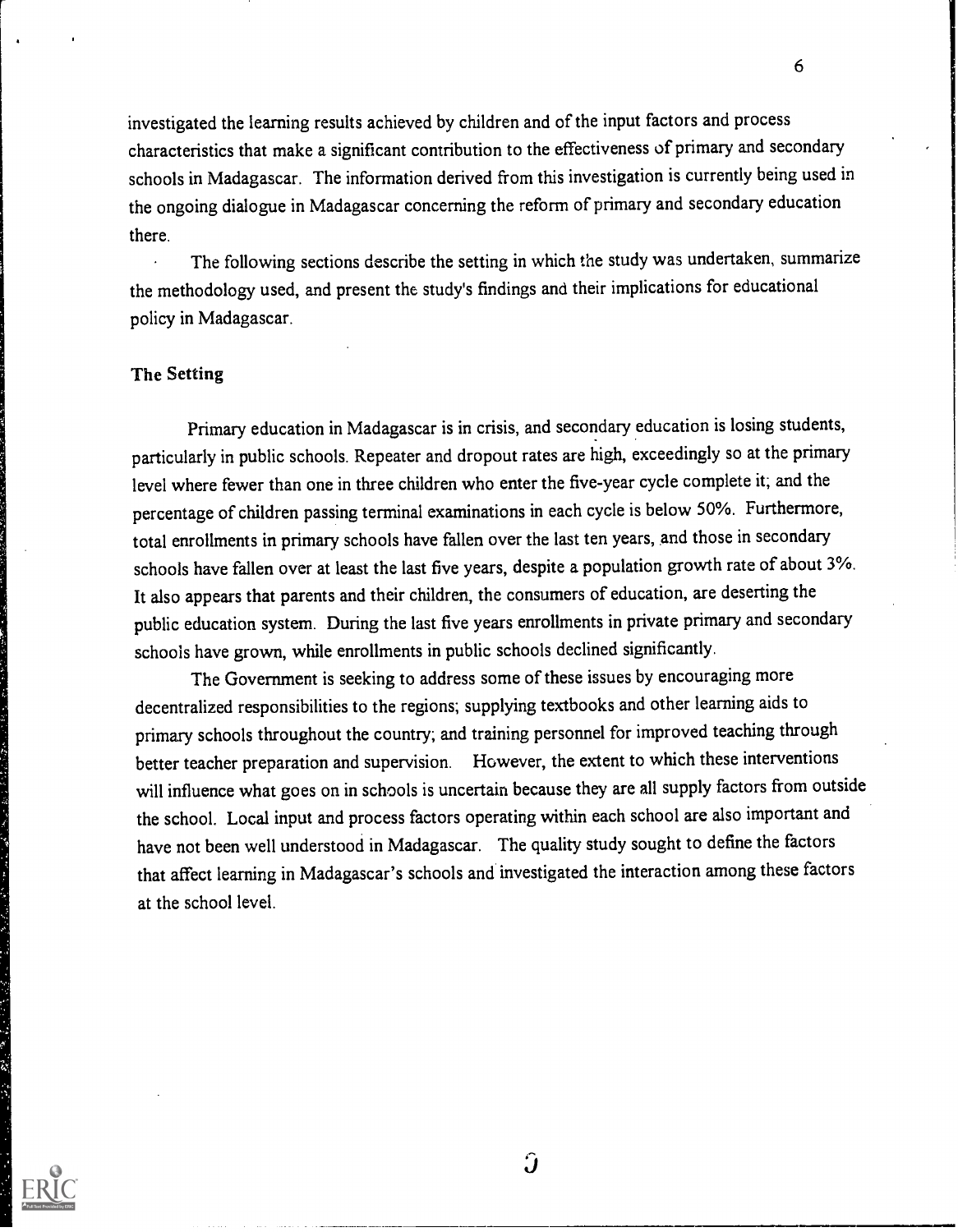investigated the learning results achieved by children and of the input factors and process characteristics that make a significant contribution to the effectiveness of primary and secondary schools in Madagascar. The information derived from this investigation is currently being used in the ongoing dialogue in Madagascar concerning the reform of primary and secondary education there.

The following sections describe the setting in which the study was undertaken, summarize the methodology used, and present the study's findings and their implications for educational policy in Madagascar.

## The Setting

Primary education in Madagascar is in crisis, and secondary education is losing students, particularly in public schools. Repeater and dropout rates are high, exceedingly so at the primary level where fewer than one in three children who enter the five-year cycle complete it; and the percentage of children passing terminal examinations in each cycle is below 50%. Furthermore, total enrollments in primary schools have fallen over the last ten years, and those in secondary schools have fallen over at least the last five years, despite a population growth rate of about 3%. It also appears that parents and their children, the consumers of education, are deserting the public education system. During the last five years enrollments in private primary and secondary schools have grown, while enrollments in public schools declined significantly.

The Government is seeking to address some of these issues by encouraging more decentralized responsibilities to the regions; supplying textbooks and other learning aids to primary schools throughout the country; and training personnel for improved teaching through better teacher preparation and supervision. However, the extent to which these interventions will influence what goes on in schools is uncertain because they are all supply factors from outside the school. Local input and process factors operating within each school are also important and have not been well understood in Madagascar. The quality study sought to define the factors that affect learning in Madagascar's schools and investigated the interaction among these factors at the school level.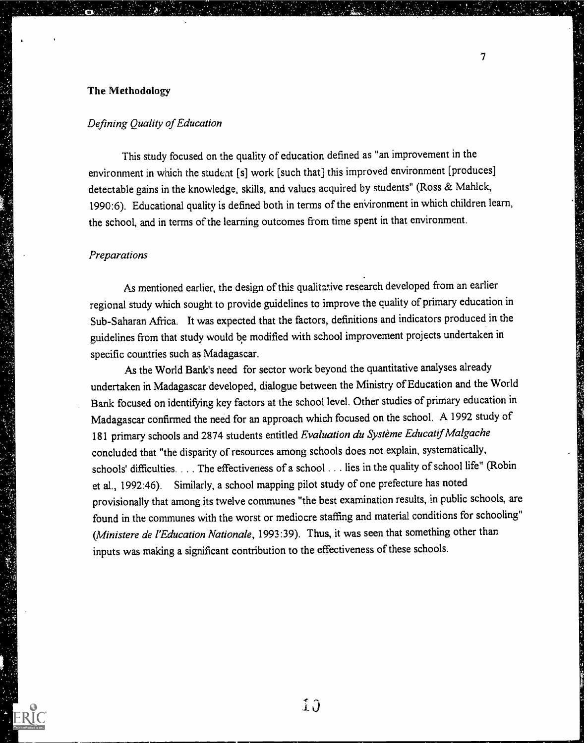## The Methodology

### *Defining Quality of Education*

This study focused on the quality of education defined as "an improvement in the environment in which the student [s] work [such that] this improved environment [produces] detectable gains in the knowledge, skills, and values acquired by students" (Ross & Mahlck, 1990:6). Educational quality is defined both in terms of the environment in which children learn, the school, and in terms of the learning outcomes from time spent in that environment.

### *Preparations*

As mentioned earlier, the design of this qualitative research developed from an earlier regional study which sought to provide guidelines to improve the quality of primary education in Sub-Saharan Africa. It was expected that the factors, definitions and indicators produced in the guidelines from that study would be modified with school improvement projects undertaken in specific countries such as Madagascar.

As the World Bank's need for sector work beyond the quantitative analyses already undertaken in Madagascar developed, dialogue between the Ministry of Education and the World Bank focused on identifying key factors at the school level. Other studies of primary education in Madagascar confirmed the need for an approach which focused on the school. A 1992 study of 181 primary schools and 2874 students entitled *Evaluation du Système Educatif Malgache* concluded that "the disparity of resources among schools does not explain, systematically, schools' difficulties. . . . The effectiveness of a school . . . lies in the quality of school life" (Robin et al., 1992:46). Similarly, a school mapping pilot study of one prefecture has noted provisionally that among its twelve communes "the best examination results, in public schools, are found in the communes with the worst or mediocre staffing and material conditions for schooling" (*Ministere de l'Education Nationale*, 1993:39). Thus, it was seen that something other than inputs was making a significant contribution to the effectiveness of these schools.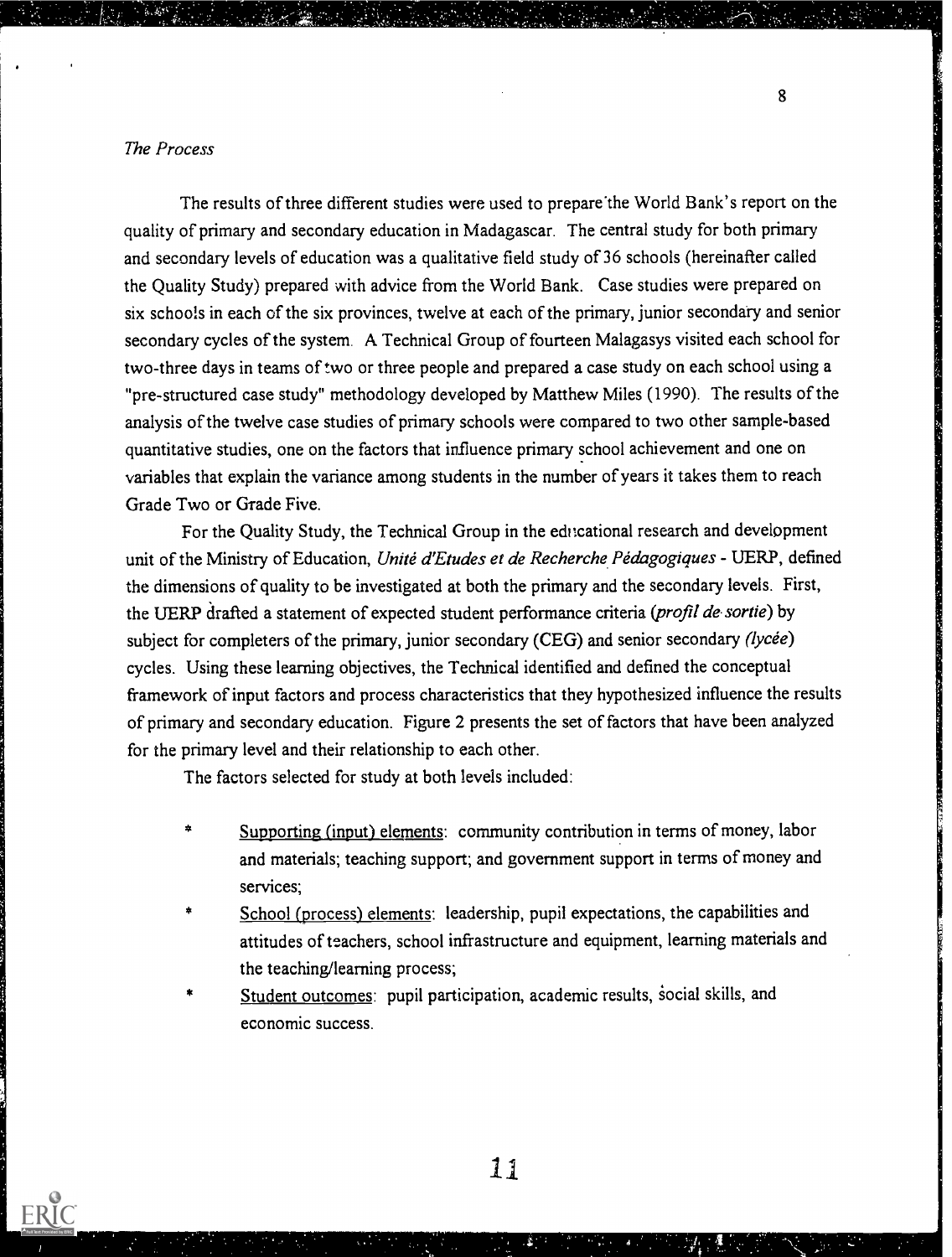*The Process*

The results of three different studies were used to prepare the World Bank's report on the quality of primary and secondary education in Madagascar. The central study for both primary and secondary levels of education was a qualitative field study of 36 schools (hereinafter called the Quality Study) prepared with advice from the World Bank. Case studies were prepared on six schools in each of the six provinces, twelve at each of the primary, junior secondary and senior secondary cycles of the system. A Technical Group of fourteen Malagasys visited each school for two-three days in teams of two or three people and prepared a case study on each school using a "pre-structured case study" methodology developed by Matthew Miles (1990). The results of the analysis of the twelve case studies of primary schools were compared to two other sample-based quantitative studies, one on the factors that influence primary school achievement and one on variables that explain the variance among students in the number of years it takes them to reach Grade Two or Grade Five.

For the Quality Study, the Technical Group in the educational research and development unit of the Ministry of Education, *Unité d'Etudes et de Recherche Pédagogiques* - UERP, defined the dimensions of quality to be investigated at both the primary and the secondary levels. First, the UERP drafted a statement of expected student performance criteria (*profil de sortie*) by subject for completers of the primary, junior secondary (CEG) and senior secondary (*lycée*) cycles. Using these learning objectives, the Technical identified and defined the conceptual framework of input factors and process characteristics that they hypothesized influence the results of primary and secondary education. Figure 2 presents the set of factors that have been analyzed for the primary level and their relationship to each other.

The factors selected for study at both levels included:

* Supporting (input) elements: community contribution in terms of money, labor and materials; teaching support; and government support in terms of money and services;
* School (process) elements: leadership, pupil expectations, the capabilities and attitudes of teachers, school infrastructure and equipment, learning materials and the teaching/learning process;
* Student outcomes: pupil participation, academic results, social skills, and economic success.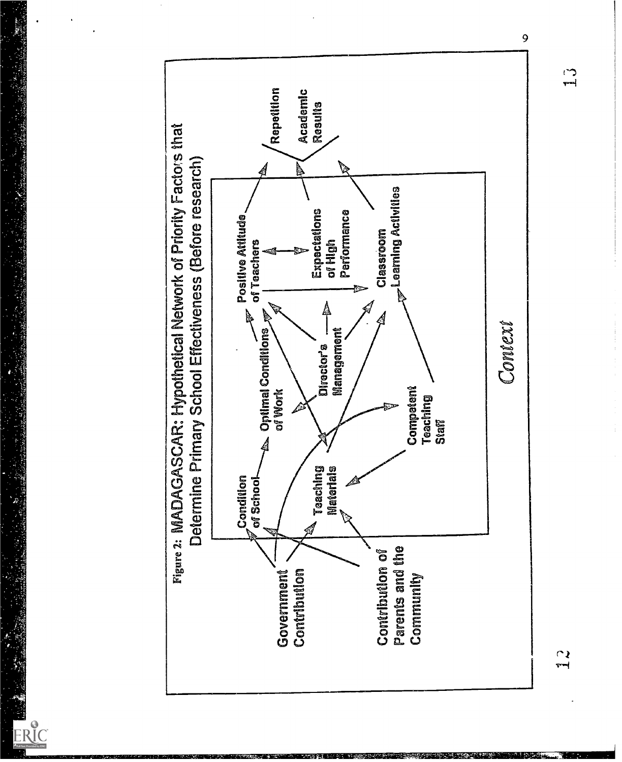**Figure 2: MADAGASCAR: Hypothetical Network of Priority Factors that Determine Primary School Effectiveness (Before research)**

Government Contribution

Contribution of Parents and the Community

Condition of School

Teaching Materials

Optimal Conditions of Work

Director's Management

Competent Teaching Staff

Positive Attitude of Teachers

Expectations of High Performance

Classroom Learning Activities

Repetition

Academic Results

*Context*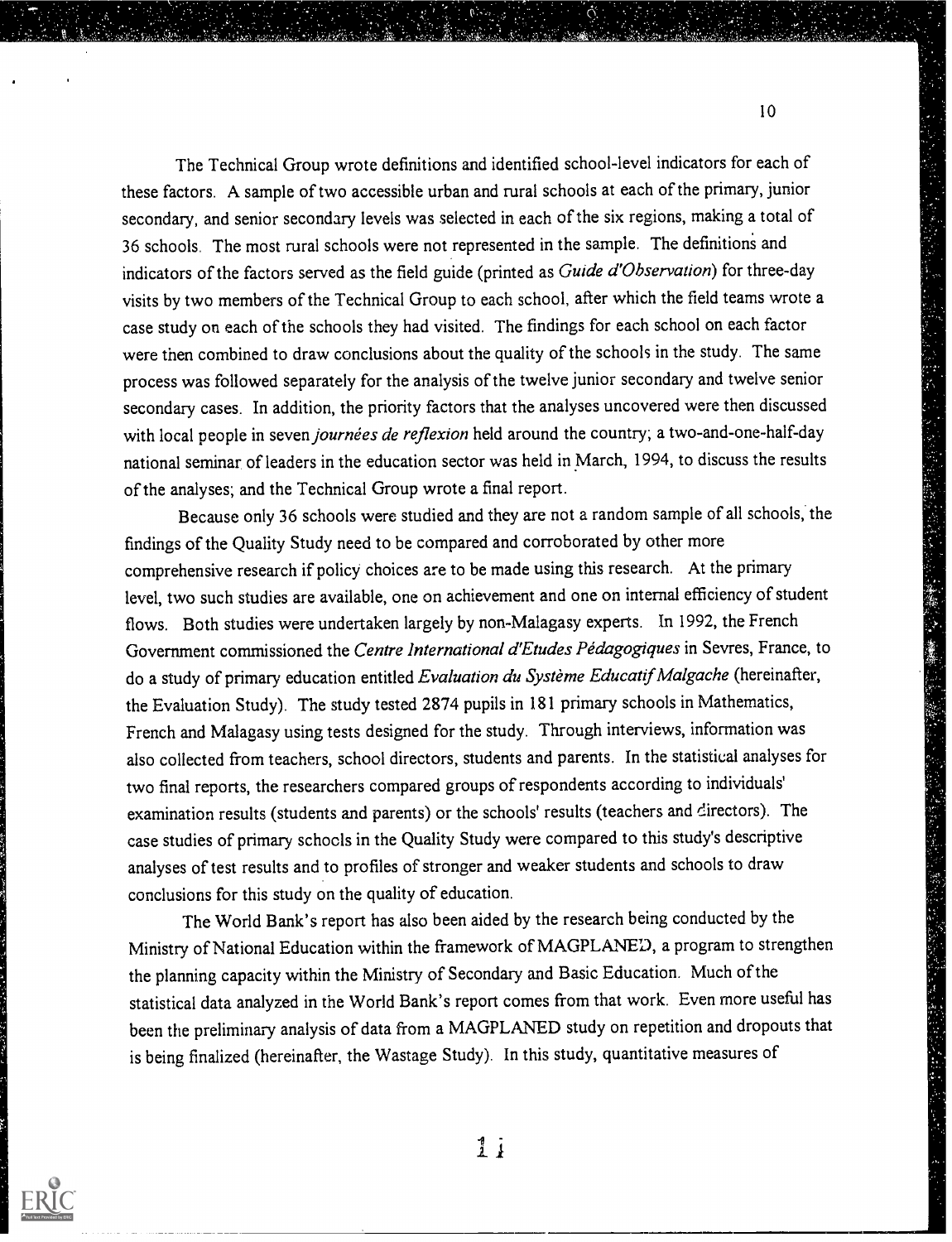The Technical Group wrote definitions and identified school-level indicators for each of these factors. A sample of two accessible urban and rural schools at each of the primary, junior secondary, and senior secondary levels was selected in each of the six regions, making a total of 36 schools. The most rural schools were not represented in the sample. The definitions and indicators of the factors served as the field guide (printed as *Guide d'Observation*) for three-day visits by two members of the Technical Group to each school, after which the field teams wrote a case study on each of the schools they had visited. The findings for each school on each factor were then combined to draw conclusions about the quality of the schools in the study. The same process was followed separately for the analysis of the twelve junior secondary and twelve senior secondary cases. In addition, the priority factors that the analyses uncovered were then discussed with local people in seven *journées de reflexion* held around the country; a two-and-one-half-day national seminar of leaders in the education sector was held in March, 1994, to discuss the results of the analyses; and the Technical Group wrote a final report.

Because only 36 schools were studied and they are not a random sample of all schools, the findings of the Quality Study need to be compared and corroborated by other more comprehensive research if policy choices are to be made using this research. At the primary level, two such studies are available, one on achievement and one on internal efficiency of student flows. Both studies were undertaken largely by non-Malagasy experts. In 1992, the French Government commissioned the *Centre International d'Etudes Pédagogiques* in Sevres, France, to do a study of primary education entitled *Evaluation du Système Educatif Malgache* (hereinafter, the Evaluation Study). The study tested 2874 pupils in 181 primary schools in Mathematics, French and Malagasy using tests designed for the study. Through interviews, information was also collected from teachers, school directors, students and parents. In the statistical analyses for two final reports, the researchers compared groups of respondents according to individuals' examination results (students and parents) or the schools' results (teachers and directors). The case studies of primary schools in the Quality Study were compared to this study's descriptive analyses of test results and to profiles of stronger and weaker students and schools to draw conclusions for this study on the quality of education.

The World Bank's report has also been aided by the research being conducted by the Ministry of National Education within the framework of MAGPLANED, a program to strengthen the planning capacity within the Ministry of Secondary and Basic Education. Much of the statistical data analyzed in the World Bank's report comes from that work. Even more useful has been the preliminary analysis of data from a MAGPLANED study on repetition and dropouts that is being finalized (hereinafter, the Wastage Study). In this study, quantitative measures of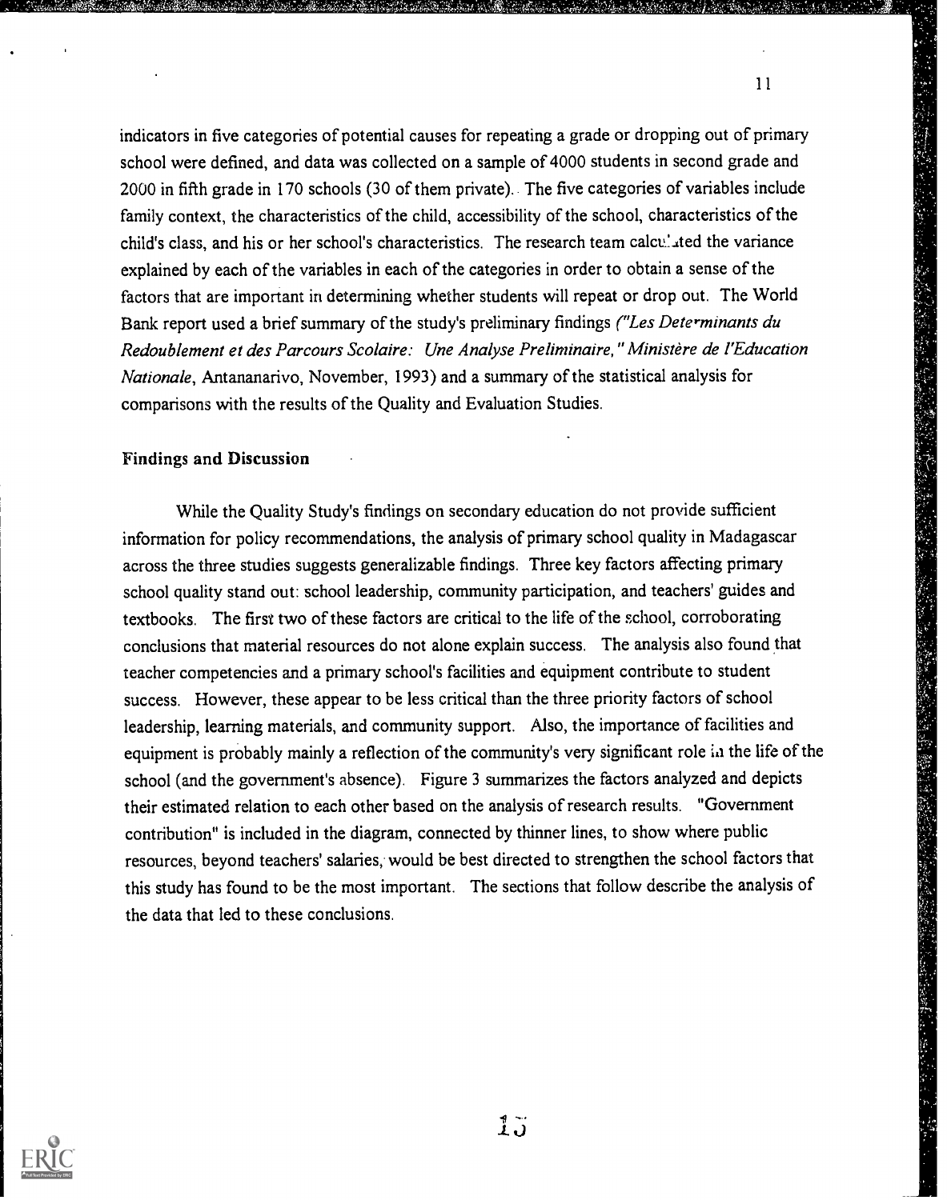indicators in five categories of potential causes for repeating a grade or dropping out of primary school were defined, and data was collected on a sample of 4000 students in second grade and 2000 in fifth grade in 170 schools (30 of them private). The five categories of variables include family context, the characteristics of the child, accessibility of the school, characteristics of the child's class, and his or her school's characteristics. The research team calculated the variance explained by each of the variables in each of the categories in order to obtain a sense of the factors that are important in determining whether students will repeat or drop out. The World Bank report used a brief summary of the study's preliminary findings (*"Les Determinants du Redoublement et des Parcours Scolaire: Une Analyse Preliminaire," Ministère de l'Education Nationale*, Antananarivo, November, 1993) and a summary of the statistical analysis for comparisons with the results of the Quality and Evaluation Studies.

### Findings and Discussion

While the Quality Study's findings on secondary education do not provide sufficient information for policy recommendations, the analysis of primary school quality in Madagascar across the three studies suggests generalizable findings. Three key factors affecting primary school quality stand out: school leadership, community participation, and teachers' guides and textbooks. The first two of these factors are critical to the life of the school, corroborating conclusions that material resources do not alone explain success. The analysis also found that teacher competencies and a primary school's facilities and equipment contribute to student success. However, these appear to be less critical than the three priority factors of school leadership, learning materials, and community support. Also, the importance of facilities and equipment is probably mainly a reflection of the community's very significant role in the life of the school (and the government's absence). Figure 3 summarizes the factors analyzed and depicts their estimated relation to each other based on the analysis of research results. "Government contribution" is included in the diagram, connected by thinner lines, to show where public resources, beyond teachers' salaries, would be best directed to strengthen the school factors that this study has found to be the most important. The sections that follow describe the analysis of the data that led to these conclusions.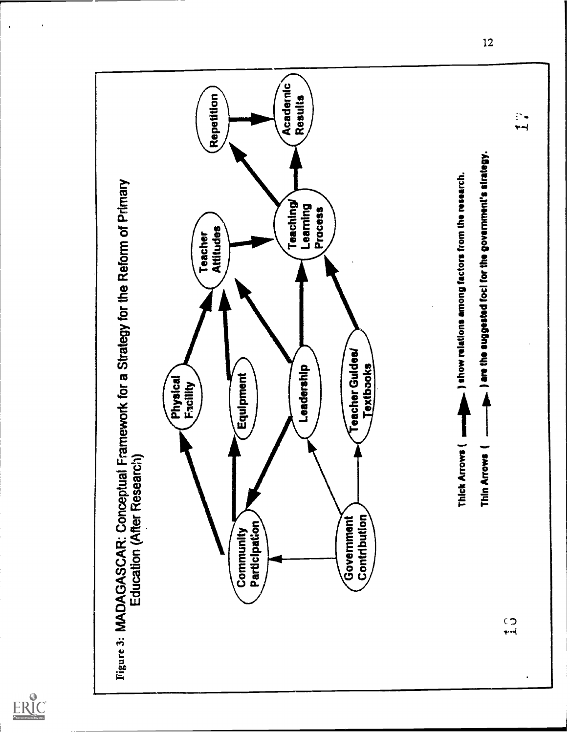Figure 3: MADAGASCAR: Conceptual Framework for a Strategy for the Reform of Primary Education (After Research)

Community Participation

Government Contribution

Physical Facility

Equipment

Leadership

Teacher Guides/ Textbooks

Teacher Attitudes

Teaching/ Learning Process

Repetition

Academic Results

Thick Arrows ( ) show relations among factors from the research.

Thin Arrows ( ) are the suggested foci for the government's strategy.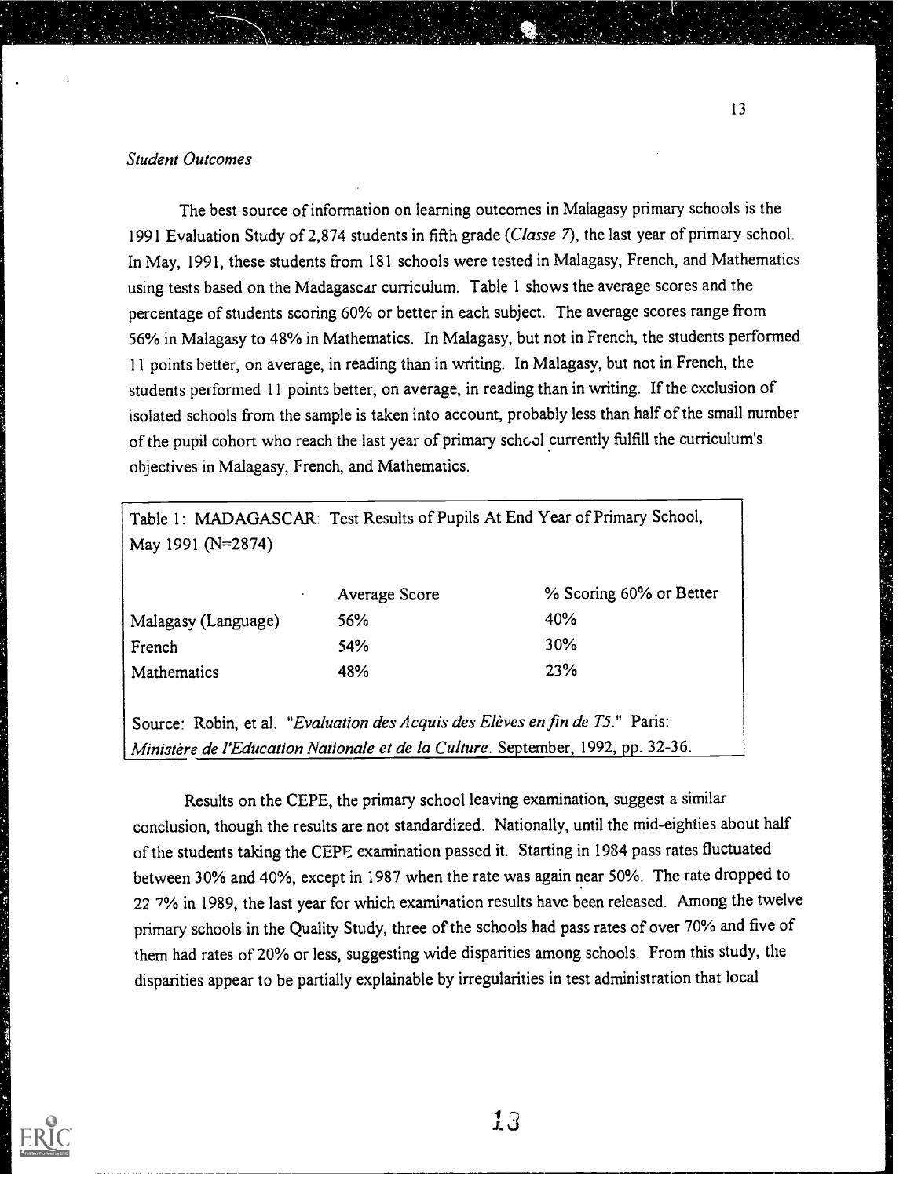*Student Outcomes*

The best source of information on learning outcomes in Malagasy primary schools is the 1991 Evaluation Study of 2,874 students in fifth grade (*Classe 7*), the last year of primary school. In May, 1991, these students from 181 schools were tested in Malagasy, French, and Mathematics using tests based on the Madagascar curriculum. Table 1 shows the average scores and the percentage of students scoring 60% or better in each subject. The average scores range from 56% in Malagasy to 48% in Mathematics. In Malagasy, but not in French, the students performed 11 points better, on average, in reading than in writing. In Malagasy, but not in French, the students performed 11 points better, on average, in reading than in writing. If the exclusion of isolated schools from the sample is taken into account, probably less than half of the small number of the pupil cohort who reach the last year of primary school currently fulfill the curriculum's objectives in Malagasy, French, and Mathematics.

Table 1: MADAGASCAR: Test Results of Pupils At End Year of Primary School, May 1991 (N=2874)

| | Average Score | % Scoring 60% or Better |
|---|---|---|
| Malagasy (Language) | 56% | 40% |
| French | 54% | 30% |
| Mathematics | 48% | 23% |

Source: Robin, et al. "*Evaluation des Acquis des Elèves en fin de T5.*" Paris: *Ministère de l'Education Nationale et de la Culture*. September, 1992, pp. 32-36.

Results on the CEPE, the primary school leaving examination, suggest a similar conclusion, though the results are not standardized. Nationally, until the mid-eighties about half of the students taking the CEPE examination passed it. Starting in 1984 pass rates fluctuated between 30% and 40%, except in 1987 when the rate was again near 50%. The rate dropped to 22.7% in 1989, the last year for which examination results have been released. Among the twelve primary schools in the Quality Study, three of the schools had pass rates of over 70% and five of them had rates of 20% or less, suggesting wide disparities among schools. From this study, the disparities appear to be partially explainable by irregularities in test administration that local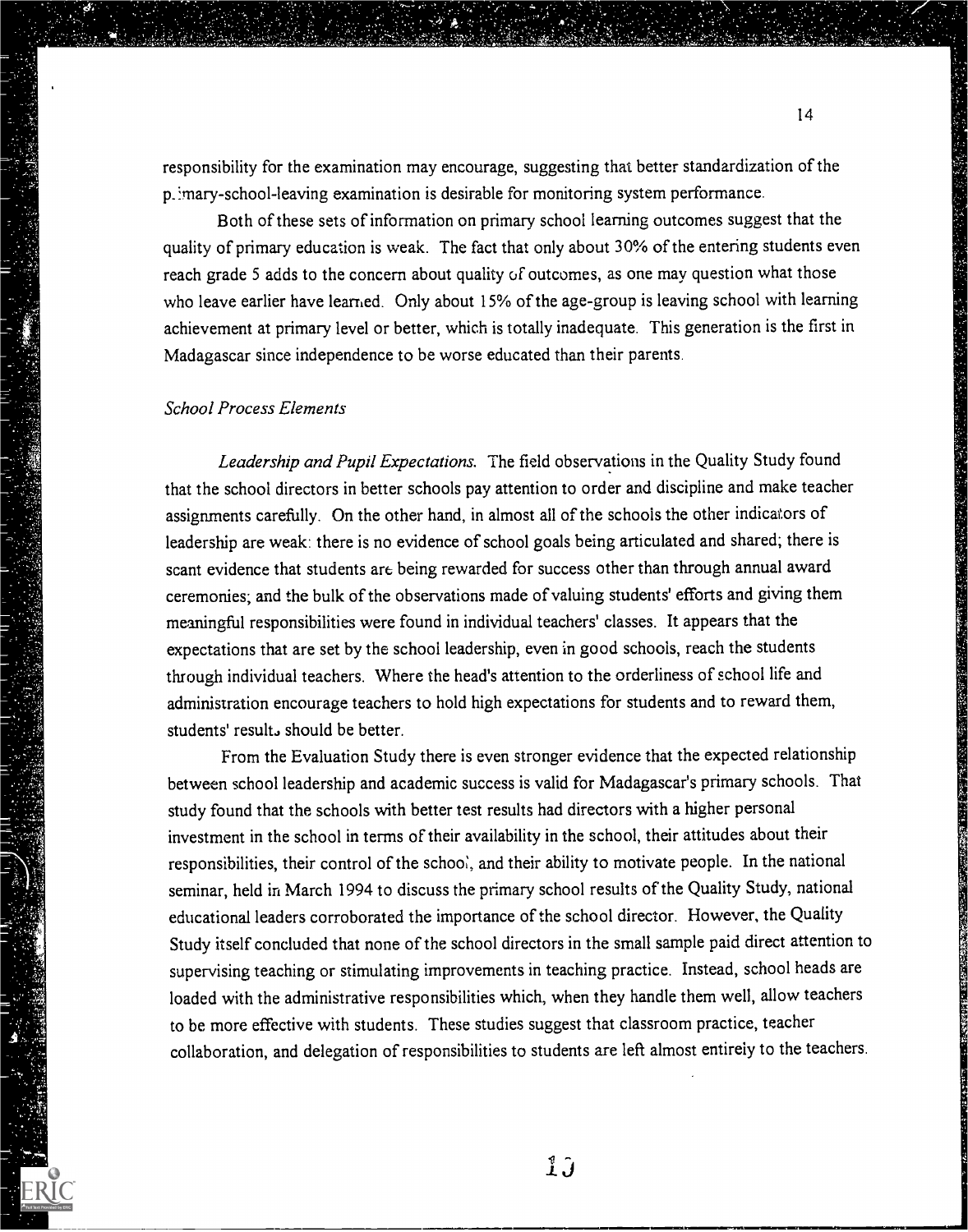responsibility for the examination may encourage, suggesting that better standardization of the primary-school-leaving examination is desirable for monitoring system performance.

Both of these sets of information on primary school learning outcomes suggest that the quality of primary education is weak. The fact that only about 30% of the entering students even reach grade 5 adds to the concern about quality of outcomes, as one may question what those who leave earlier have learned. Only about 15% of the age-group is leaving school with learning achievement at primary level or better, which is totally inadequate. This generation is the first in Madagascar since independence to be worse educated than their parents.

### *School Process Elements*

*Leadership and Pupil Expectations.* The field observations in the Quality Study found that the school directors in better schools pay attention to order and discipline and make teacher assignments carefully. On the other hand, in almost all of the schools the other indicators of leadership are weak: there is no evidence of school goals being articulated and shared; there is scant evidence that students are being rewarded for success other than through annual award ceremonies; and the bulk of the observations made of valuing students' efforts and giving them meaningful responsibilities were found in individual teachers' classes. It appears that the expectations that are set by the school leadership, even in good schools, reach the students through individual teachers. Where the head's attention to the orderliness of school life and administration encourage teachers to hold high expectations for students and to reward them, students' results should be better.

From the Evaluation Study there is even stronger evidence that the expected relationship between school leadership and academic success is valid for Madagascar's primary schools. That study found that the schools with better test results had directors with a higher personal investment in the school in terms of their availability in the school, their attitudes about their responsibilities, their control of the school, and their ability to motivate people. In the national seminar, held in March 1994 to discuss the primary school results of the Quality Study, national educational leaders corroborated the importance of the school director. However, the Quality Study itself concluded that none of the school directors in the small sample paid direct attention to supervising teaching or stimulating improvements in teaching practice. Instead, school heads are loaded with the administrative responsibilities which, when they handle them well, allow teachers to be more effective with students. These studies suggest that classroom practice, teacher collaboration, and delegation of responsibilities to students are left almost entirely to the teachers.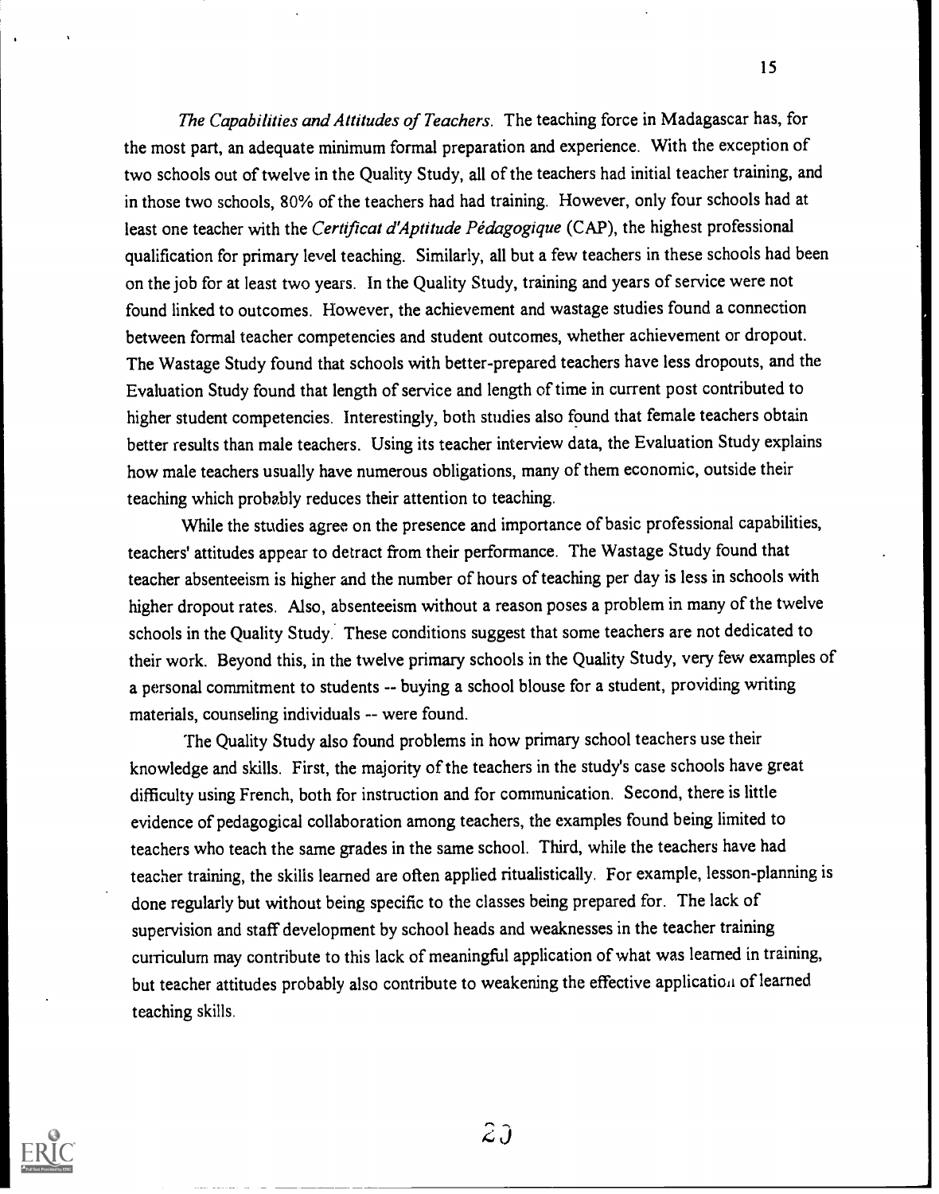*The Capabilities and Attitudes of Teachers*. The teaching force in Madagascar has, for the most part, an adequate minimum formal preparation and experience. With the exception of two schools out of twelve in the Quality Study, all of the teachers had initial teacher training, and in those two schools, 80% of the teachers had had training. However, only four schools had at least one teacher with the *Certificat d'Aptitude Pédagogique* (CAP), the highest professional qualification for primary level teaching. Similarly, all but a few teachers in these schools had been on the job for at least two years. In the Quality Study, training and years of service were not found linked to outcomes. However, the achievement and wastage studies found a connection between formal teacher competencies and student outcomes, whether achievement or dropout. The Wastage Study found that schools with better-prepared teachers have less dropouts, and the Evaluation Study found that length of service and length of time in current post contributed to higher student competencies. Interestingly, both studies also found that female teachers obtain better results than male teachers. Using its teacher interview data, the Evaluation Study explains how male teachers usually have numerous obligations, many of them economic, outside their teaching which probably reduces their attention to teaching.

While the studies agree on the presence and importance of basic professional capabilities, teachers' attitudes appear to detract from their performance. The Wastage Study found that teacher absenteeism is higher and the number of hours of teaching per day is less in schools with higher dropout rates. Also, absenteeism without a reason poses a problem in many of the twelve schools in the Quality Study. These conditions suggest that some teachers are not dedicated to their work. Beyond this, in the twelve primary schools in the Quality Study, very few examples of a personal commitment to students -- buying a school blouse for a student, providing writing materials, counseling individuals -- were found.

The Quality Study also found problems in how primary school teachers use their knowledge and skills. First, the majority of the teachers in the study's case schools have great difficulty using French, both for instruction and for communication. Second, there is little evidence of pedagogical collaboration among teachers, the examples found being limited to teachers who teach the same grades in the same school. Third, while the teachers have had teacher training, the skills learned are often applied ritualistically. For example, lesson-planning is done regularly but without being specific to the classes being prepared for. The lack of supervision and staff development by school heads and weaknesses in the teacher training curriculum may contribute to this lack of meaningful application of what was learned in training, but teacher attitudes probably also contribute to weakening the effective application of learned teaching skills.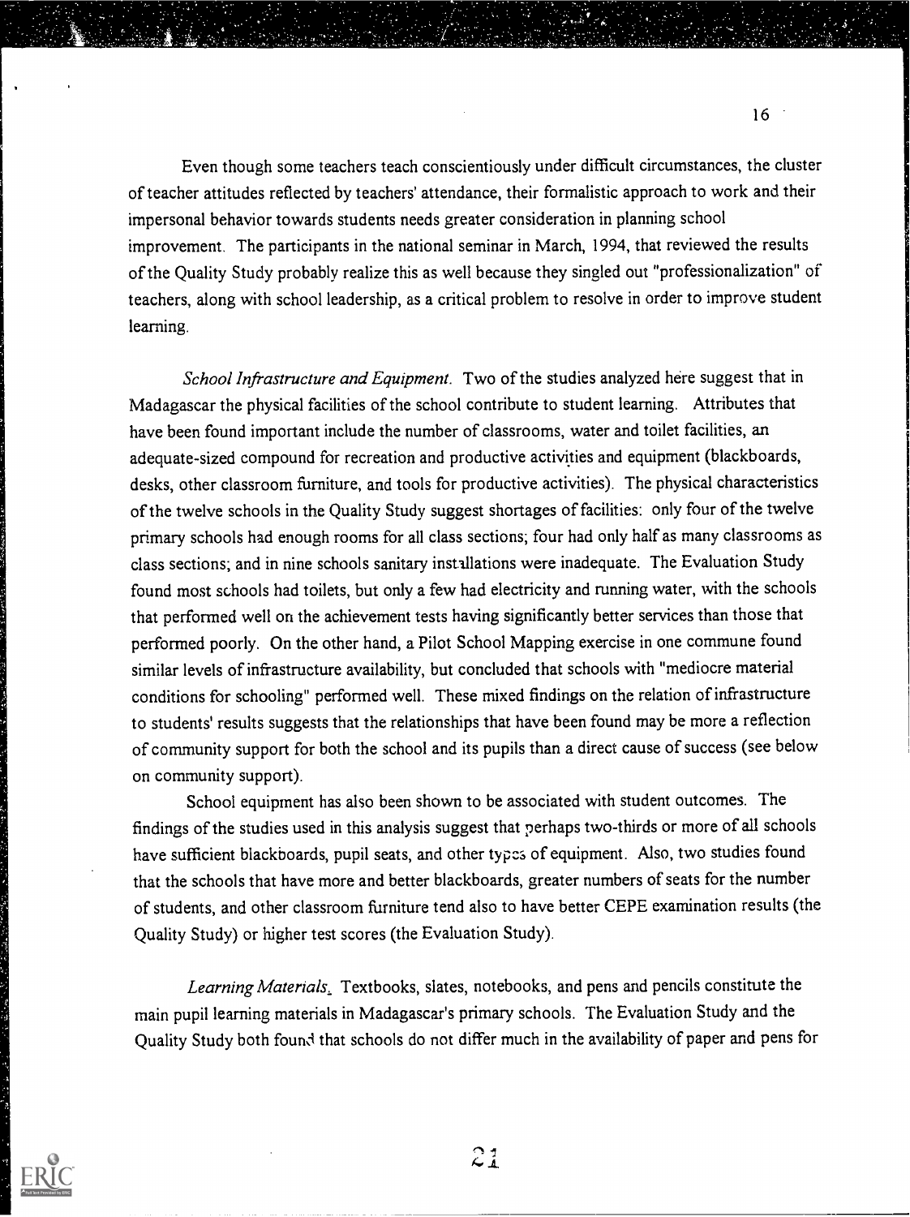Even though some teachers teach conscientiously under difficult circumstances, the cluster of teacher attitudes reflected by teachers' attendance, their formalistic approach to work and their impersonal behavior towards students needs greater consideration in planning school improvement. The participants in the national seminar in March, 1994, that reviewed the results of the Quality Study probably realize this as well because they singled out "professionalization" of teachers, along with school leadership, as a critical problem to resolve in order to improve student learning.

*School Infrastructure and Equipment.* Two of the studies analyzed here suggest that in Madagascar the physical facilities of the school contribute to student learning. Attributes that have been found important include the number of classrooms, water and toilet facilities, an adequate-sized compound for recreation and productive activities and equipment (blackboards, desks, other classroom furniture, and tools for productive activities). The physical characteristics of the twelve schools in the Quality Study suggest shortages of facilities: only four of the twelve primary schools had enough rooms for all class sections; four had only half as many classrooms as class sections; and in nine schools sanitary installations were inadequate. The Evaluation Study found most schools had toilets, but only a few had electricity and running water, with the schools that performed well on the achievement tests having significantly better services than those that performed poorly. On the other hand, a Pilot School Mapping exercise in one commune found similar levels of infrastructure availability, but concluded that schools with "mediocre material conditions for schooling" performed well. These mixed findings on the relation of infrastructure to students' results suggests that the relationships that have been found may be more a reflection of community support for both the school and its pupils than a direct cause of success (see below on community support).

School equipment has also been shown to be associated with student outcomes. The findings of the studies used in this analysis suggest that perhaps two-thirds or more of all schools have sufficient blackboards, pupil seats, and other types of equipment. Also, two studies found that the schools that have more and better blackboards, greater numbers of seats for the number of students, and other classroom furniture tend also to have better CEPE examination results (the Quality Study) or higher test scores (the Evaluation Study).

*Learning Materials.* Textbooks, slates, notebooks, and pens and pencils constitute the main pupil learning materials in Madagascar's primary schools. The Evaluation Study and the Quality Study both found that schools do not differ much in the availability of paper and pens for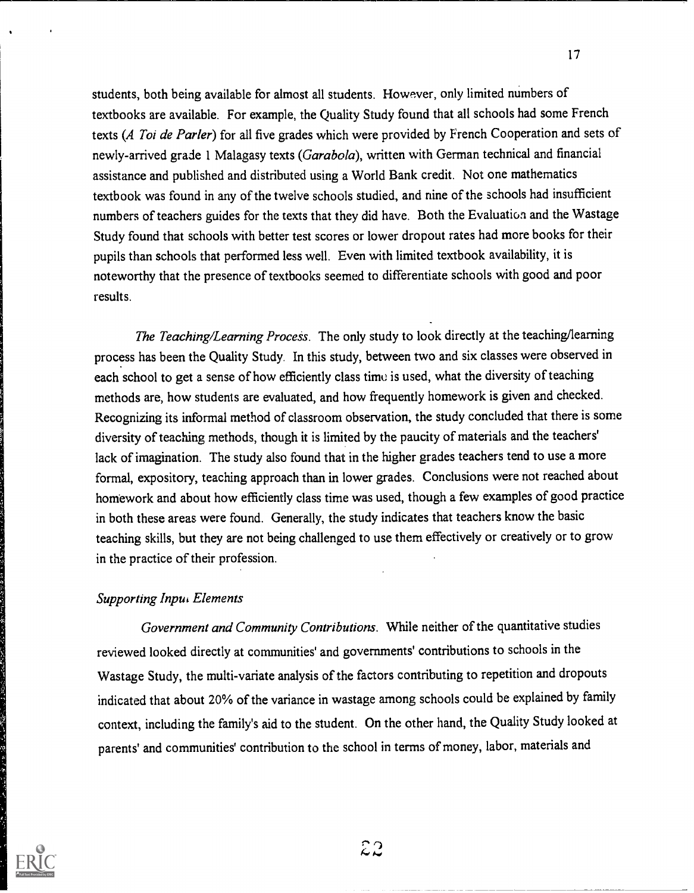students, both being available for almost all students. However, only limited numbers of textbooks are available. For example, the Quality Study found that all schools had some French texts (*A Toi de Parler*) for all five grades which were provided by French Cooperation and sets of newly-arrived grade 1 Malagasy texts (*Garabola*), written with German technical and financial assistance and published and distributed using a World Bank credit. Not one mathematics textbook was found in any of the twelve schools studied, and nine of the schools had insufficient numbers of teachers guides for the texts that they did have. Both the Evaluation and the Wastage Study found that schools with better test scores or lower dropout rates had more books for their pupils than schools that performed less well. Even with limited textbook availability, it is noteworthy that the presence of textbooks seemed to differentiate schools with good and poor results.

*The Teaching/Learning Process*. The only study to look directly at the teaching/learning process has been the Quality Study. In this study, between two and six classes were observed in each school to get a sense of how efficiently class time is used, what the diversity of teaching methods are, how students are evaluated, and how frequently homework is given and checked. Recognizing its informal method of classroom observation, the study concluded that there is some diversity of teaching methods, though it is limited by the paucity of materials and the teachers' lack of imagination. The study also found that in the higher grades teachers tend to use a more formal, expository, teaching approach than in lower grades. Conclusions were not reached about homework and about how efficiently class time was used, though a few examples of good practice in both these areas were found. Generally, the study indicates that teachers know the basic teaching skills, but they are not being challenged to use them effectively or creatively or to grow in the practice of their profession.

*Supporting Input Elements*

*Government and Community Contributions*. While neither of the quantitative studies reviewed looked directly at communities' and governments' contributions to schools in the Wastage Study, the multi-variate analysis of the factors contributing to repetition and dropouts indicated that about 20% of the variance in wastage among schools could be explained by family context, including the family's aid to the student. On the other hand, the Quality Study looked at parents' and communities' contribution to the school in terms of money, labor, materials and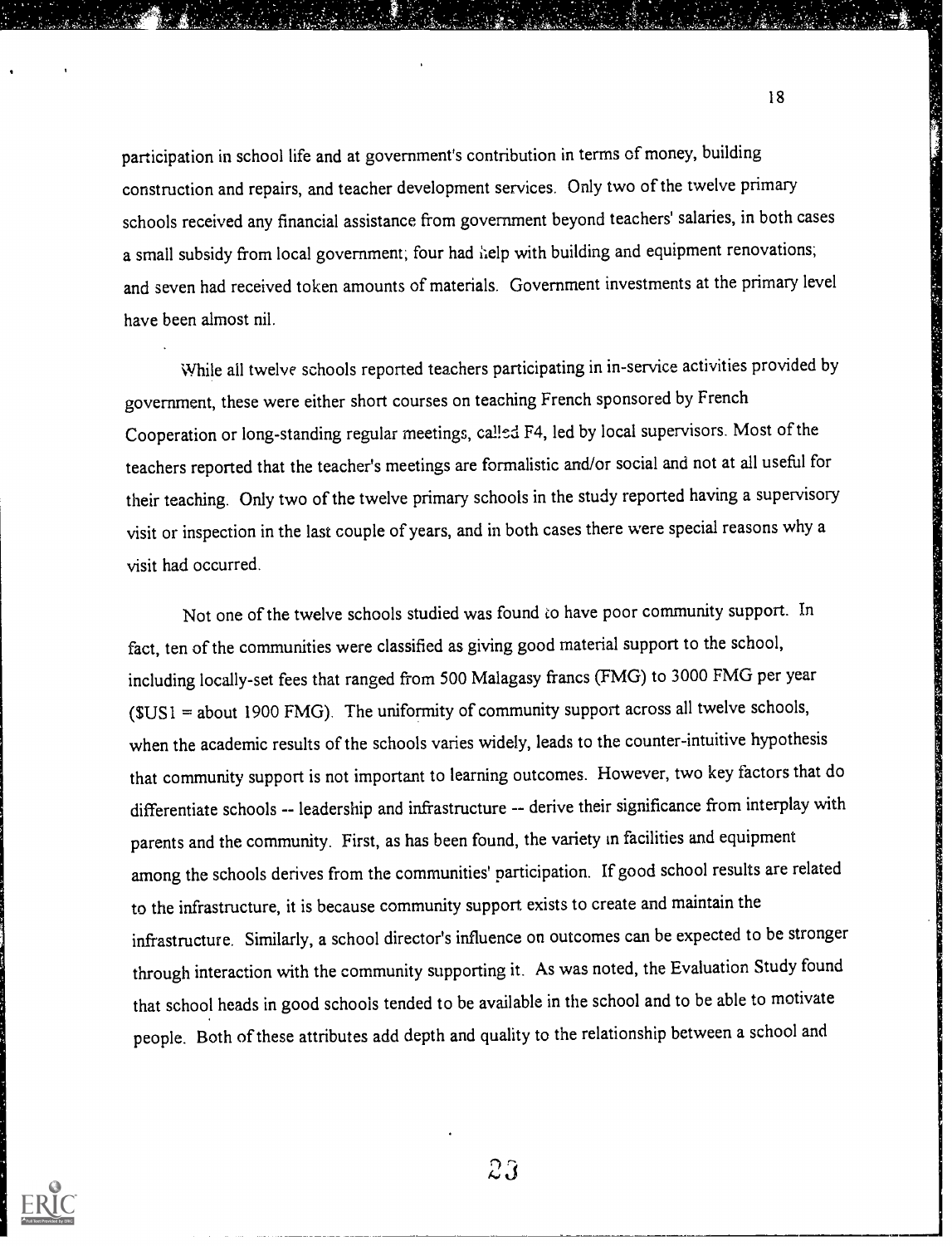participation in school life and at government's contribution in terms of money, building construction and repairs, and teacher development services. Only two of the twelve primary schools received any financial assistance from government beyond teachers' salaries, in both cases a small subsidy from local government; four had help with building and equipment renovations; and seven had received token amounts of materials. Government investments at the primary level have been almost nil.

While all twelve schools reported teachers participating in in-service activities provided by government, these were either short courses on teaching French sponsored by French Cooperation or long-standing regular meetings, called F4, led by local supervisors. Most of the teachers reported that the teacher's meetings are formalistic and/or social and not at all useful for their teaching. Only two of the twelve primary schools in the study reported having a supervisory visit or inspection in the last couple of years, and in both cases there were special reasons why a visit had occurred.

Not one of the twelve schools studied was found to have poor community support. In fact, ten of the communities were classified as giving good material support to the school, including locally-set fees that ranged from 500 Malagasy francs (FMG) to 3000 FMG per year ($US1 = about 1900 FMG). The uniformity of community support across all twelve schools, when the academic results of the schools varies widely, leads to the counter-intuitive hypothesis that community support is not important to learning outcomes. However, two key factors that do differentiate schools -- leadership and infrastructure -- derive their significance from interplay with parents and the community. First, as has been found, the variety in facilities and equipment among the schools derives from the communities' participation. If good school results are related to the infrastructure, it is because community support exists to create and maintain the infrastructure. Similarly, a school director's influence on outcomes can be expected to be stronger through interaction with the community supporting it. As was noted, the Evaluation Study found that school heads in good schools tended to be available in the school and to be able to motivate people. Both of these attributes add depth and quality to the relationship between a school and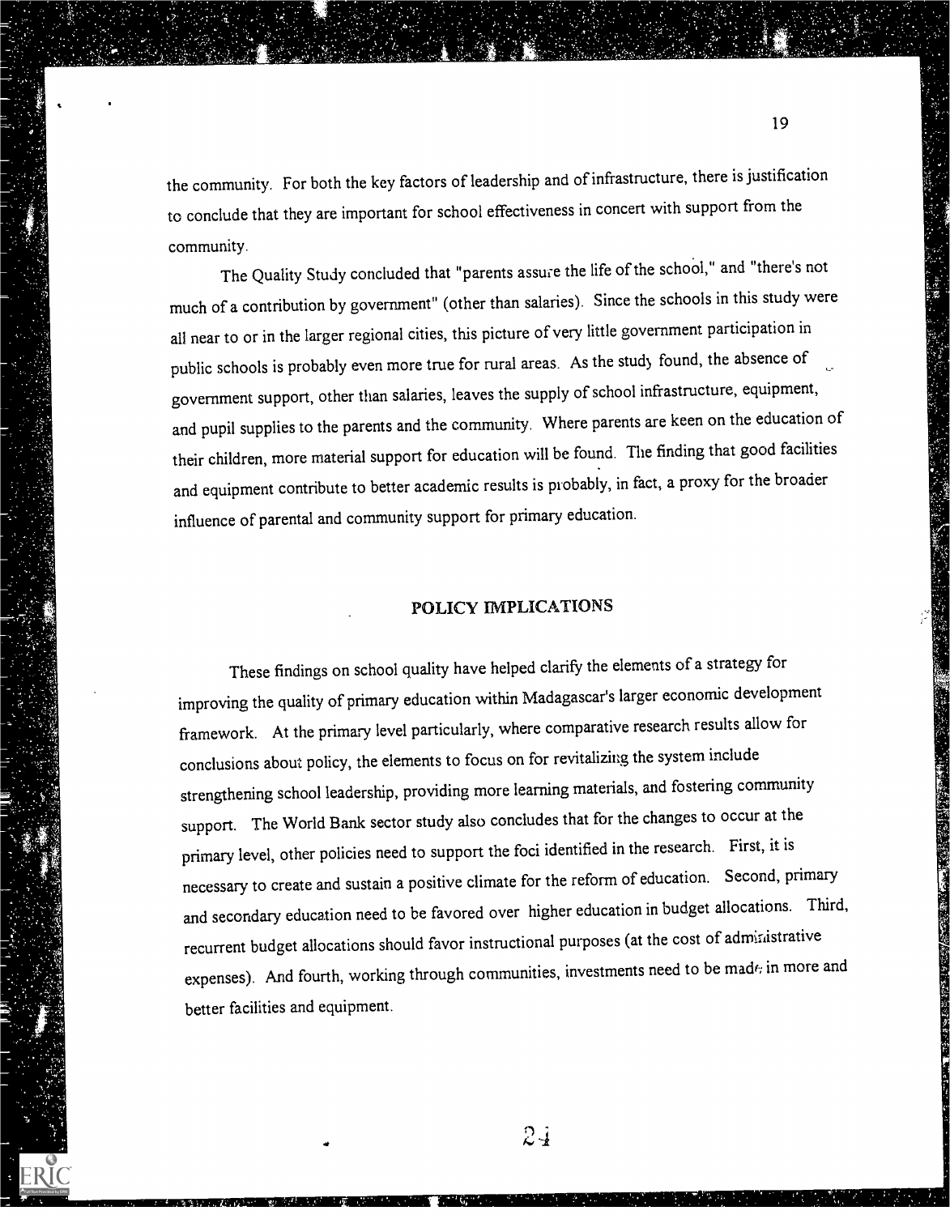the community. For both the key factors of leadership and of infrastructure, there is justification to conclude that they are important for school effectiveness in concert with support from the community.

The Quality Study concluded that "parents assure the life of the school," and "there's not much of a contribution by government" (other than salaries). Since the schools in this study were all near to or in the larger regional cities, this picture of very little government participation in public schools is probably even more true for rural areas. As the study found, the absence of government support, other than salaries, leaves the supply of school infrastructure, equipment, and pupil supplies to the parents and the community. Where parents are keen on the education of their children, more material support for education will be found. The finding that good facilities and equipment contribute to better academic results is probably, in fact, a proxy for the broader influence of parental and community support for primary education.

## POLICY IMPLICATIONS

These findings on school quality have helped clarify the elements of a strategy for improving the quality of primary education within Madagascar's larger economic development framework. At the primary level particularly, where comparative research results allow for conclusions about policy, the elements to focus on for revitalizing the system include strengthening school leadership, providing more learning materials, and fostering community support. The World Bank sector study also concludes that for the changes to occur at the primary level, other policies need to support the foci identified in the research. First, it is necessary to create and sustain a positive climate for the reform of education. Second, primary and secondary education need to be favored over higher education in budget allocations. Third, recurrent budget allocations should favor instructional purposes (at the cost of administrative expenses). And fourth, working through communities, investments need to be made in more and better facilities and equipment.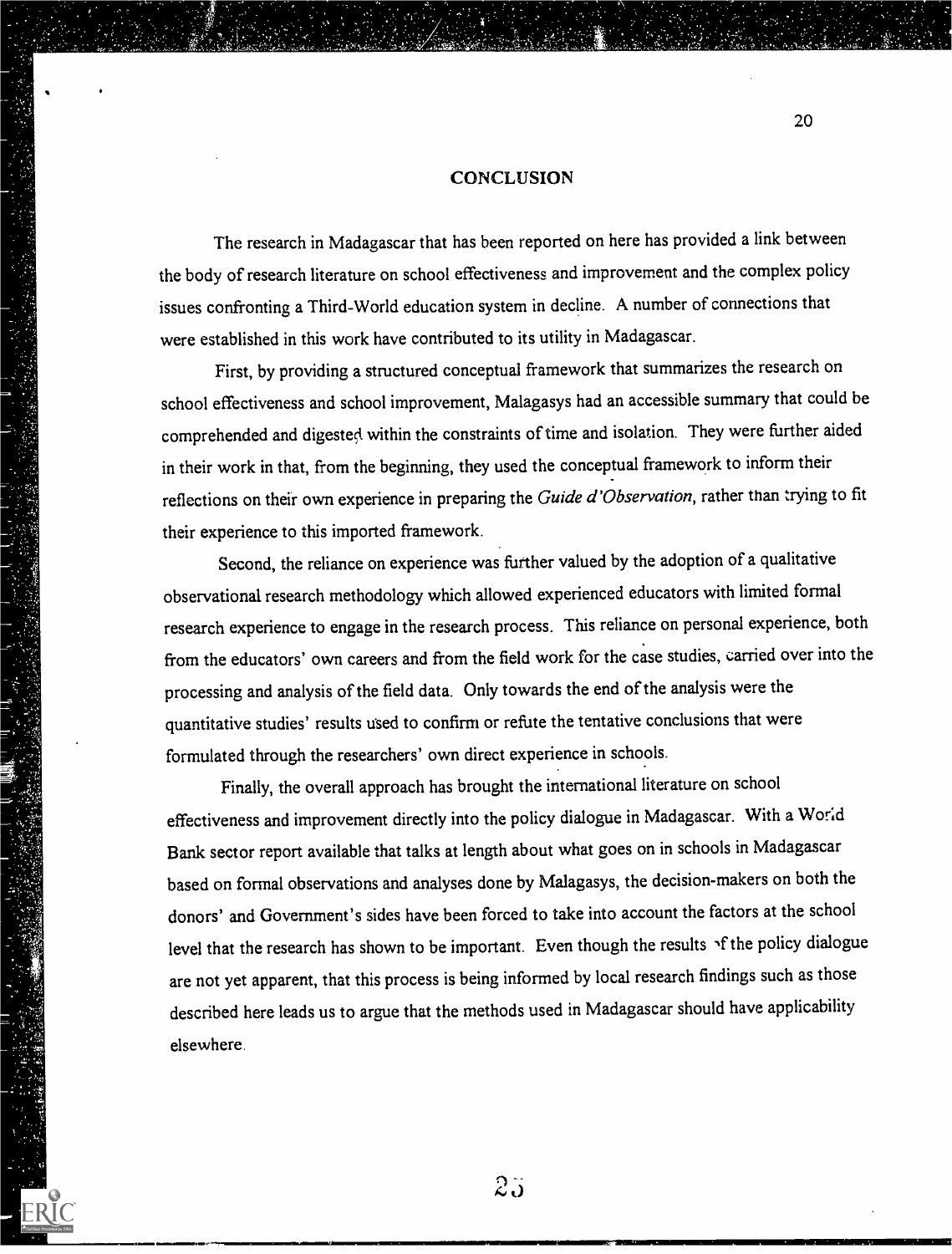# CONCLUSION

The research in Madagascar that has been reported on here has provided a link between the body of research literature on school effectiveness and improvement and the complex policy issues confronting a Third-World education system in decline. A number of connections that were established in this work have contributed to its utility in Madagascar.

First, by providing a structured conceptual framework that summarizes the research on school effectiveness and school improvement, Malagasys had an accessible summary that could be comprehended and digested within the constraints of time and isolation. They were further aided in their work in that, from the beginning, they used the conceptual framework to inform their reflections on their own experience in preparing the *Guide d'Observation*, rather than trying to fit their experience to this imported framework.

Second, the reliance on experience was further valued by the adoption of a qualitative observational research methodology which allowed experienced educators with limited formal research experience to engage in the research process. This reliance on personal experience, both from the educators' own careers and from the field work for the case studies, carried over into the processing and analysis of the field data. Only towards the end of the analysis were the quantitative studies' results used to confirm or refute the tentative conclusions that were formulated through the researchers' own direct experience in schools.

Finally, the overall approach has brought the international literature on school effectiveness and improvement directly into the policy dialogue in Madagascar. With a World Bank sector report available that talks at length about what goes on in schools in Madagascar based on formal observations and analyses done by Malagasys, the decision-makers on both the donors' and Government's sides have been forced to take into account the factors at the school level that the research has shown to be important. Even though the results of the policy dialogue are not yet apparent, that this process is being informed by local research findings such as those described here leads us to argue that the methods used in Madagascar should have applicability elsewhere.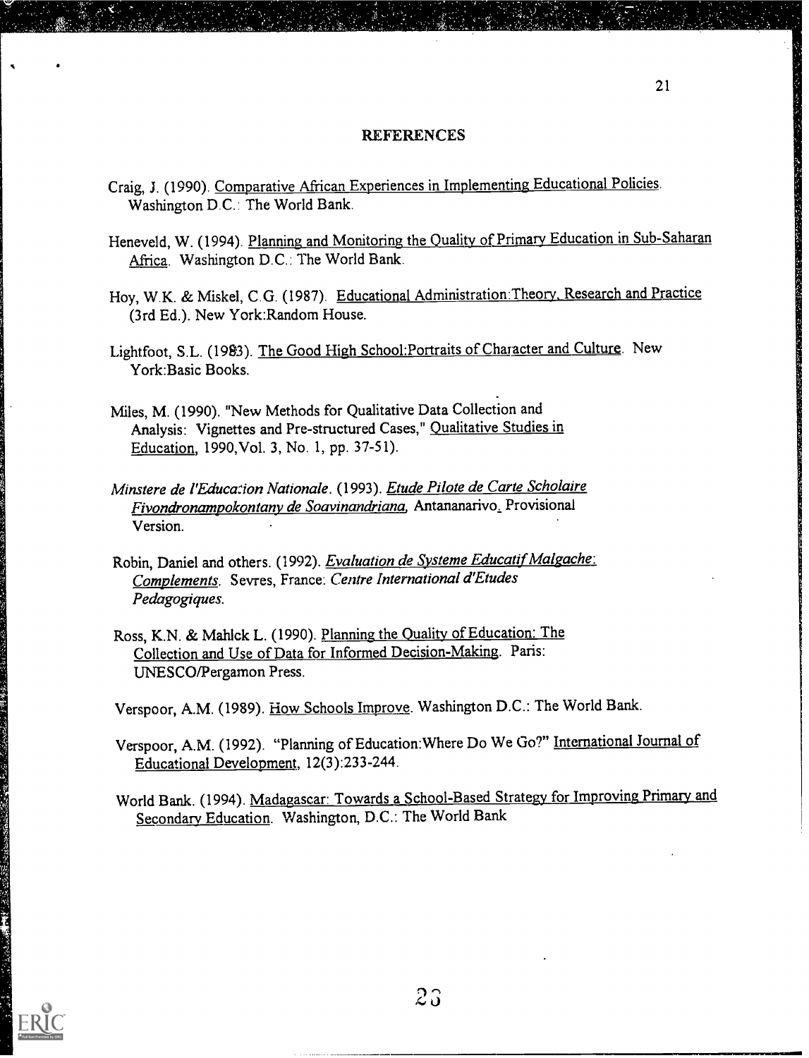# REFERENCES

Craig, J. (1990). Comparative African Experiences in Implementing Educational Policies. Washington D.C.: The World Bank.

Heneveld, W. (1994). Planning and Monitoring the Quality of Primary Education in Sub-Saharan Africa. Washington D.C.: The World Bank.

Hoy, W.K. & Miskel, C.G. (1987). Educational Administration:Theory, Research and Practice (3rd Ed.). New York:Random House.

Lightfoot, S.L. (1983). The Good High School:Portraits of Character and Culture. New York:Basic Books.

Miles, M. (1990). "New Methods for Qualitative Data Collection and Analysis: Vignettes and Pre-structured Cases," Qualitative Studies in Education, 1990,Vol. 3, No. 1, pp. 37-51).

*Minstere de l'Education Nationale*. (1993). *Etude Pilote de Carte Scholaire Fivondronampokontany de Soavinandriana,* Antananarivo. Provisional Version.

Robin, Daniel and others. (1992). *Evaluation de Systeme Educatif Malgache: Complements*. Sevres, France: *Centre International d'Etudes Pedagogiques.*

Ross, K.N. & Mahlck L. (1990). Planning the Quality of Education: The Collection and Use of Data for Informed Decision-Making. Paris: UNESCO/Pergamon Press.

Verspoor, A.M. (1989). How Schools Improve. Washington D.C.: The World Bank.

Verspoor, A.M. (1992). "Planning of Education:Where Do We Go?" International Journal of Educational Development, 12(3):233-244.

World Bank. (1994). Madagascar: Towards a School-Based Strategy for Improving Primary and Secondary Education. Washington, D.C.: The World Bank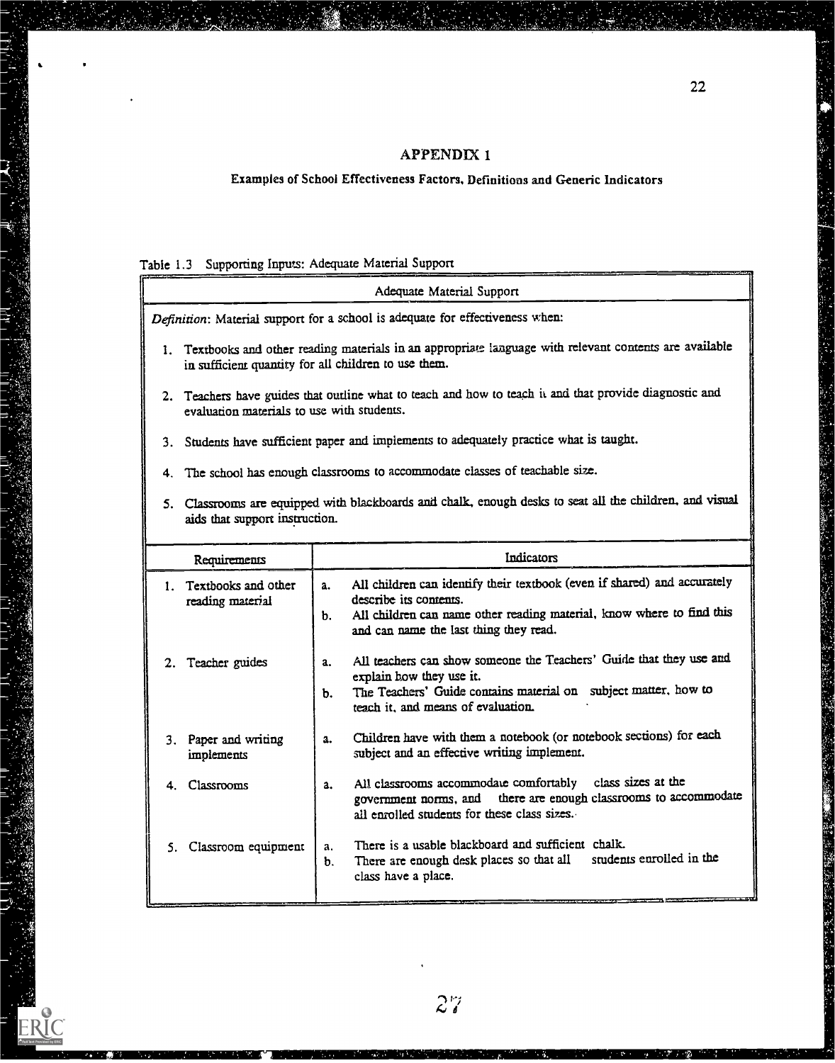# APPENDIX 1

## Examples of School Effectiveness Factors, Definitions and Generic Indicators

Table 1.3 Supporting Inputs: Adequate Material Support

| Adequate Material Support | |
|---|---|
| *Definition*: Material support for a school is adequate for effectiveness when:<br><br>1. Textbooks and other reading materials in an appropriate language with relevant contents are available in sufficient quantity for all children to use them.<br>2. Teachers have guides that outline what to teach and how to teach it and that provide diagnostic and evaluation materials to use with students.<br>3. Students have sufficient paper and implements to adequately practice what is taught.<br>4. The school has enough classrooms to accommodate classes of teachable size.<br>5. Classrooms are equipped with blackboards and chalk, enough desks to seat all the children, and visual aids that support instruction. | |
| **Requirements** | **Indicators** |
| 1. Textbooks and other reading material | a. All children can identify their textbook (even if shared) and accurately describe its contents.<br>b. All children can name other reading material, know where to find this and can name the last thing they read. |
| 2. Teacher guides | a. All teachers can show someone the Teachers' Guide that they use and explain how they use it.<br>b. The Teachers' Guide contains material on subject matter, how to teach it, and means of evaluation. |
| 3. Paper and writing implements | a. Children have with them a notebook (or notebook sections) for each subject and an effective writing implement. |
| 4. Classrooms | a. All classrooms accommodate comfortably class sizes at the government norms, and there are enough classrooms to accommodate all enrolled students for these class sizes. |
| 5. Classroom equipment | a. There is a usable blackboard and sufficient chalk.<br>b. There are enough desk places so that all students enrolled in the class have a place. |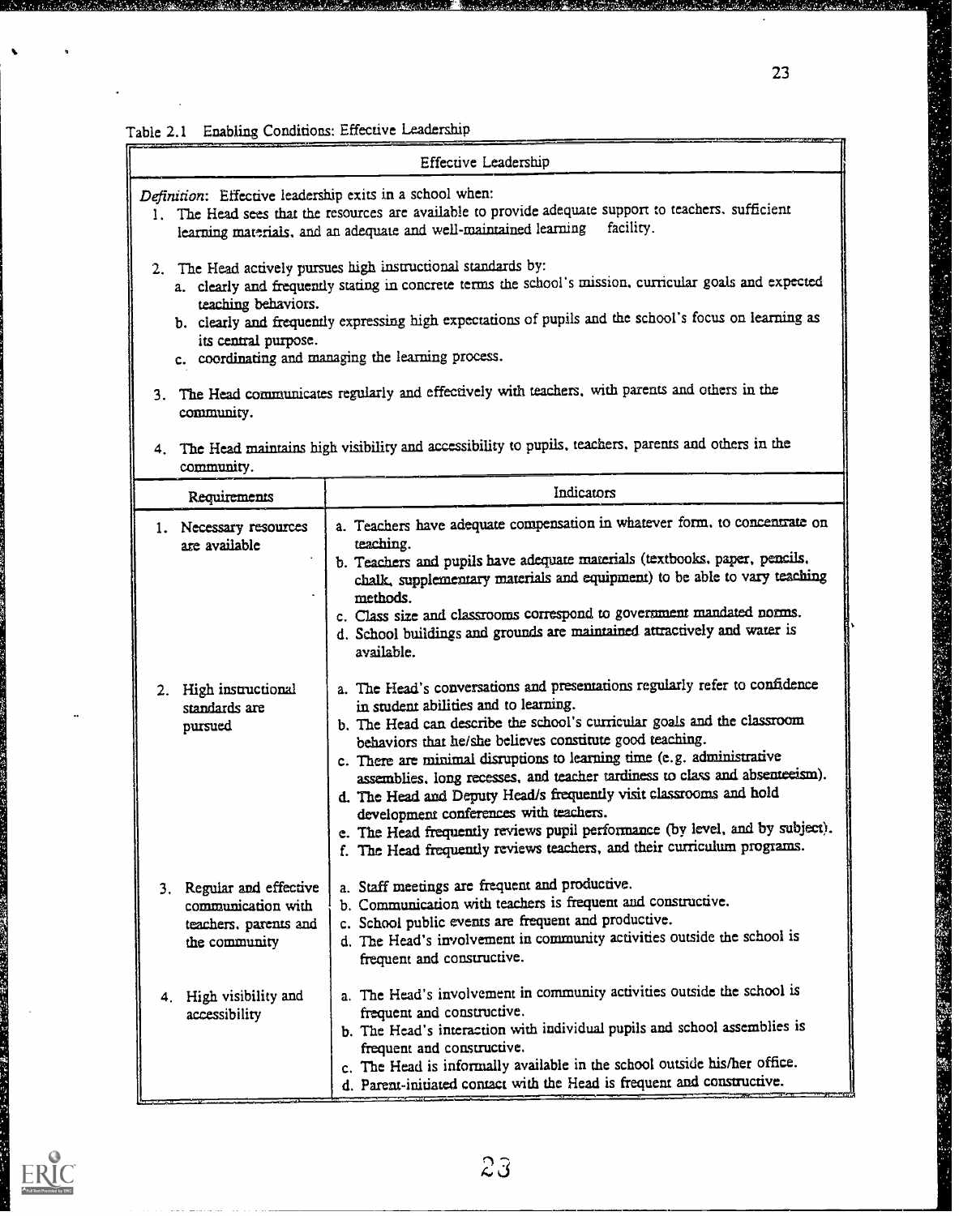Table 2.1 Enabling Conditions: Effective Leadership

| Effective Leadership | |
|---|---|
| *Definition*: Effective leadership exits in a school when:<br>1. The Head sees that the resources are available to provide adequate support to teachers, sufficient learning materials, and an adequate and well-maintained learning facility.<br>2. The Head actively pursues high instructional standards by:<br>a. clearly and frequently stating in concrete terms the school's mission, curricular goals and expected teaching behaviors.<br>b. clearly and frequently expressing high expectations of pupils and the school's focus on learning as its central purpose.<br>c. coordinating and managing the learning process.<br>3. The Head communicates regularly and effectively with teachers, with parents and others in the community.<br>4. The Head maintains high visibility and accessibility to pupils, teachers, parents and others in the community. | |
| **Requirements** | **Indicators** |
| 1. Necessary resources are available | a. Teachers have adequate compensation in whatever form, to concentrate on teaching.<br>b. Teachers and pupils have adequate materials (textbooks, paper, pencils, chalk, supplementary materials and equipment) to be able to vary teaching methods.<br>c. Class size and classrooms correspond to government mandated norms.<br>d. School buildings and grounds are maintained attractively and water is available. |
| 2. High instructional standards are pursued | a. The Head's conversations and presentations regularly refer to confidence in student abilities and to learning.<br>b. The Head can describe the school's curricular goals and the classroom behaviors that he/she believes constitute good teaching.<br>c. There are minimal disruptions to learning time (e.g. administrative assemblies, long recesses, and teacher tardiness to class and absenteeism).<br>d. The Head and Deputy Head/s frequently visit classrooms and hold development conferences with teachers.<br>e. The Head frequently reviews pupil performance (by level, and by subject).<br>f. The Head frequently reviews teachers, and their curriculum programs. |
| 3. Regular and effective communication with teachers, parents and the community | a. Staff meetings are frequent and productive.<br>b. Communication with teachers is frequent and constructive.<br>c. School public events are frequent and productive.<br>d. The Head's involvement in community activities outside the school is frequent and constructive. |
| 4. High visibility and accessibility | a. The Head's involvement in community activities outside the school is frequent and constructive.<br>b. The Head's interaction with individual pupils and school assemblies is frequent and constructive.<br>c. The Head is informally available in the school outside his/her office.<br>d. Parent-initiated contact with the Head is frequent and constructive. |